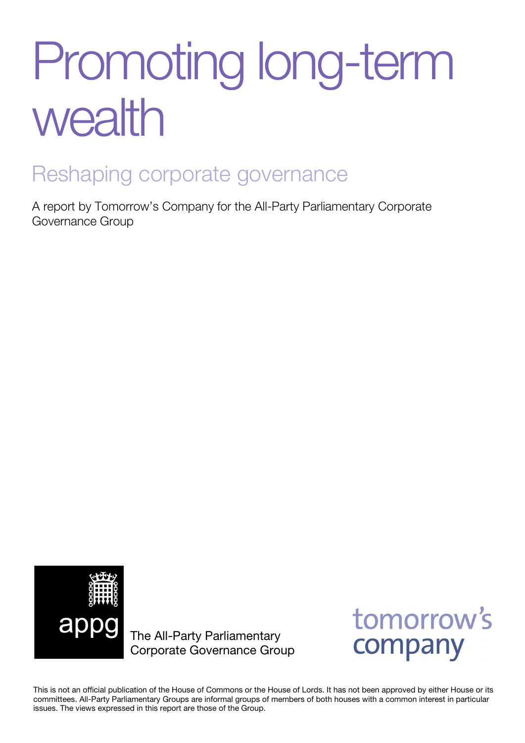# Promoting long-term wealth

## Reshaping corporate governance

A report by Tomorrow's Company for the All-Party Parliamentary Corporate Governance Group

appg

The All-Party Parliamentary Corporate Governance Group

tomorrow's company

This is not an official publication of the House of Commons or the House of Lords. It has not been approved by either House or its committees. All-Party Parliamentary Groups are informal groups of members of both houses with a common interest in particular issues. The views expressed in this report are those of the Group.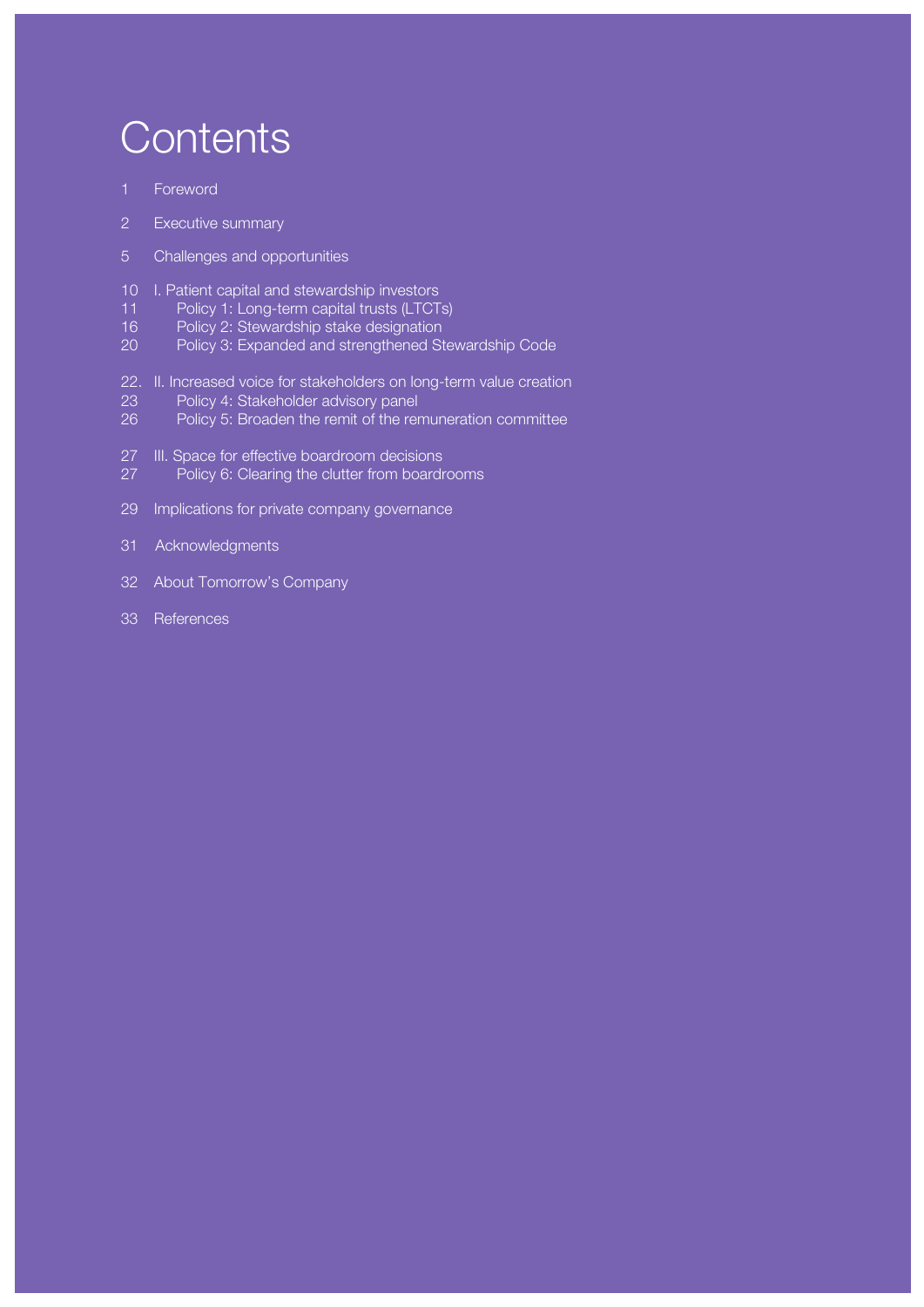# Contents

1 Foreword

2 Executive summary

5 Challenges and opportunities

10 I. Patient capital and stewardship investors

11 Policy 1: Long-term capital trusts (LTCTs)

16 Policy 2: Stewardship stake designation

20 Policy 3: Expanded and strengthened Stewardship Code

22. II. Increased voice for stakeholders on long-term value creation

23 Policy 4: Stakeholder advisory panel

26 Policy 5: Broaden the remit of the remuneration committee

27 III. Space for effective boardroom decisions

27 Policy 6: Clearing the clutter from boardrooms

29 Implications for private company governance

31 Acknowledgments

32 About Tomorrow's Company

33 References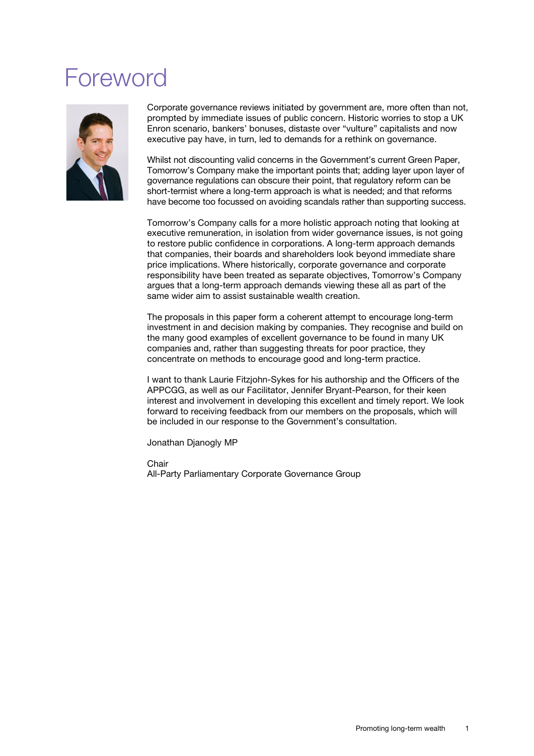# Foreword

Corporate governance reviews initiated by government are, more often than not, prompted by immediate issues of public concern. Historic worries to stop a UK Enron scenario, bankers' bonuses, distaste over "vulture" capitalists and now executive pay have, in turn, led to demands for a rethink on governance.

Whilst not discounting valid concerns in the Government's current Green Paper, Tomorrow's Company make the important points that; adding layer upon layer of governance regulations can obscure their point, that regulatory reform can be short-termist where a long-term approach is what is needed; and that reforms have become too focussed on avoiding scandals rather than supporting success.

Tomorrow's Company calls for a more holistic approach noting that looking at executive remuneration, in isolation from wider governance issues, is not going to restore public confidence in corporations. A long-term approach demands that companies, their boards and shareholders look beyond immediate share price implications. Where historically, corporate governance and corporate responsibility have been treated as separate objectives, Tomorrow's Company argues that a long-term approach demands viewing these all as part of the same wider aim to assist sustainable wealth creation.

The proposals in this paper form a coherent attempt to encourage long-term investment in and decision making by companies. They recognise and build on the many good examples of excellent governance to be found in many UK companies and, rather than suggesting threats for poor practice, they concentrate on methods to encourage good and long-term practice.

I want to thank Laurie Fitzjohn-Sykes for his authorship and the Officers of the APPCGG, as well as our Facilitator, Jennifer Bryant-Pearson, for their keen interest and involvement in developing this excellent and timely report. We look forward to receiving feedback from our members on the proposals, which will be included in our response to the Government's consultation.

Jonathan Djanogly MP

Chair
All-Party Parliamentary Corporate Governance Group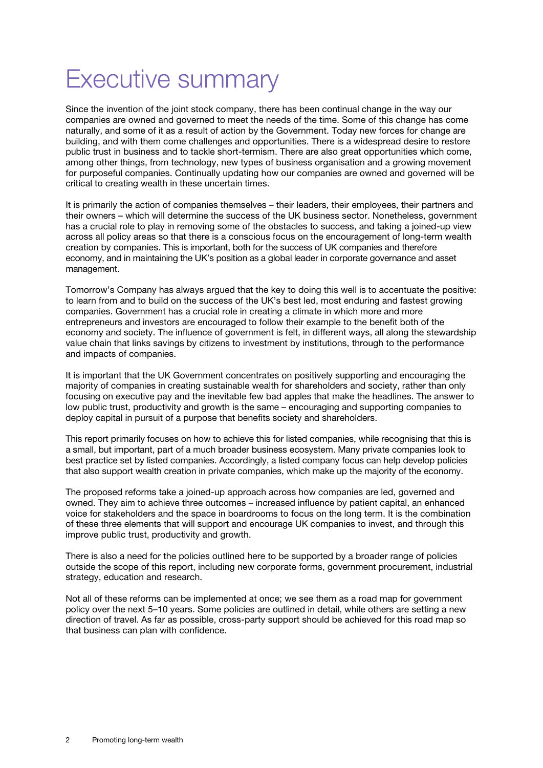# Executive summary

Since the invention of the joint stock company, there has been continual change in the way our companies are owned and governed to meet the needs of the time. Some of this change has come naturally, and some of it as a result of action by the Government. Today new forces for change are building, and with them come challenges and opportunities. There is a widespread desire to restore public trust in business and to tackle short-termism. There are also great opportunities which come, among other things, from technology, new types of business organisation and a growing movement for purposeful companies. Continually updating how our companies are owned and governed will be critical to creating wealth in these uncertain times.

It is primarily the action of companies themselves – their leaders, their employees, their partners and their owners – which will determine the success of the UK business sector. Nonetheless, government has a crucial role to play in removing some of the obstacles to success, and taking a joined-up view across all policy areas so that there is a conscious focus on the encouragement of long-term wealth creation by companies. This is important, both for the success of UK companies and therefore economy, and in maintaining the UK's position as a global leader in corporate governance and asset management.

Tomorrow's Company has always argued that the key to doing this well is to accentuate the positive: to learn from and to build on the success of the UK's best led, most enduring and fastest growing companies. Government has a crucial role in creating a climate in which more and more entrepreneurs and investors are encouraged to follow their example to the benefit both of the economy and society. The influence of government is felt, in different ways, all along the stewardship value chain that links savings by citizens to investment by institutions, through to the performance and impacts of companies.

It is important that the UK Government concentrates on positively supporting and encouraging the majority of companies in creating sustainable wealth for shareholders and society, rather than only focusing on executive pay and the inevitable few bad apples that make the headlines. The answer to low public trust, productivity and growth is the same – encouraging and supporting companies to deploy capital in pursuit of a purpose that benefits society and shareholders.

This report primarily focuses on how to achieve this for listed companies, while recognising that this is a small, but important, part of a much broader business ecosystem. Many private companies look to best practice set by listed companies. Accordingly, a listed company focus can help develop policies that also support wealth creation in private companies, which make up the majority of the economy.

The proposed reforms take a joined-up approach across how companies are led, governed and owned. They aim to achieve three outcomes – increased influence by patient capital, an enhanced voice for stakeholders and the space in boardrooms to focus on the long term. It is the combination of these three elements that will support and encourage UK companies to invest, and through this improve public trust, productivity and growth.

There is also a need for the policies outlined here to be supported by a broader range of policies outside the scope of this report, including new corporate forms, government procurement, industrial strategy, education and research.

Not all of these reforms can be implemented at once; we see them as a road map for government policy over the next 5–10 years. Some policies are outlined in detail, while others are setting a new direction of travel. As far as possible, cross-party support should be achieved for this road map so that business can plan with confidence.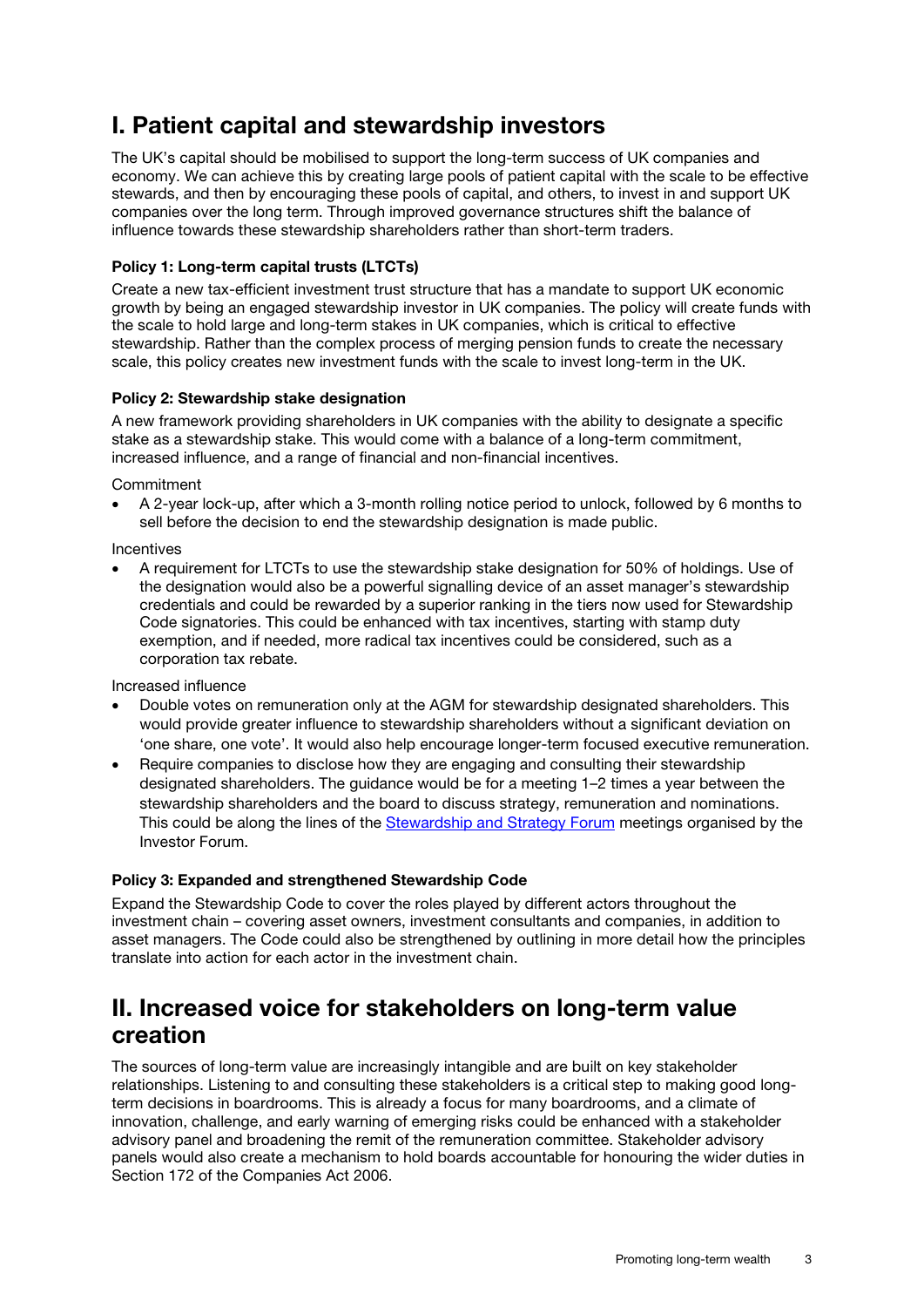## I. Patient capital and stewardship investors

The UK's capital should be mobilised to support the long-term success of UK companies and economy. We can achieve this by creating large pools of patient capital with the scale to be effective stewards, and then by encouraging these pools of capital, and others, to invest in and support UK companies over the long term. Through improved governance structures shift the balance of influence towards these stewardship shareholders rather than short-term traders.

### Policy 1: Long-term capital trusts (LTCTs)

Create a new tax-efficient investment trust structure that has a mandate to support UK economic growth by being an engaged stewardship investor in UK companies. The policy will create funds with the scale to hold large and long-term stakes in UK companies, which is critical to effective stewardship. Rather than the complex process of merging pension funds to create the necessary scale, this policy creates new investment funds with the scale to invest long-term in the UK.

### Policy 2: Stewardship stake designation

A new framework providing shareholders in UK companies with the ability to designate a specific stake as a stewardship stake. This would come with a balance of a long-term commitment, increased influence, and a range of financial and non-financial incentives.

Commitment

- A 2-year lock-up, after which a 3-month rolling notice period to unlock, followed by 6 months to sell before the decision to end the stewardship designation is made public.

Incentives

- A requirement for LTCTs to use the stewardship stake designation for 50% of holdings. Use of the designation would also be a powerful signalling device of an asset manager's stewardship credentials and could be rewarded by a superior ranking in the tiers now used for Stewardship Code signatories. This could be enhanced with tax incentives, starting with stamp duty exemption, and if needed, more radical tax incentives could be considered, such as a corporation tax rebate.

Increased influence

- Double votes on remuneration only at the AGM for stewardship designated shareholders. This would provide greater influence to stewardship shareholders without a significant deviation on 'one share, one vote'. It would also help encourage longer-term focused executive remuneration.
- Require companies to disclose how they are engaging and consulting their stewardship designated shareholders. The guidance would be for a meeting 1–2 times a year between the stewardship shareholders and the board to discuss strategy, remuneration and nominations. This could be along the lines of the [Stewardship and Strategy Forum] meetings organised by the Investor Forum.

### Policy 3: Expanded and strengthened Stewardship Code

Expand the Stewardship Code to cover the roles played by different actors throughout the investment chain – covering asset owners, investment consultants and companies, in addition to asset managers. The Code could also be strengthened by outlining in more detail how the principles translate into action for each actor in the investment chain.

## II. Increased voice for stakeholders on long-term value creation

The sources of long-term value are increasingly intangible and are built on key stakeholder relationships. Listening to and consulting these stakeholders is a critical step to making good long-term decisions in boardrooms. This is already a focus for many boardrooms, and a climate of innovation, challenge, and early warning of emerging risks could be enhanced with a stakeholder advisory panel and broadening the remit of the remuneration committee. Stakeholder advisory panels would also create a mechanism to hold boards accountable for honouring the wider duties in Section 172 of the Companies Act 2006.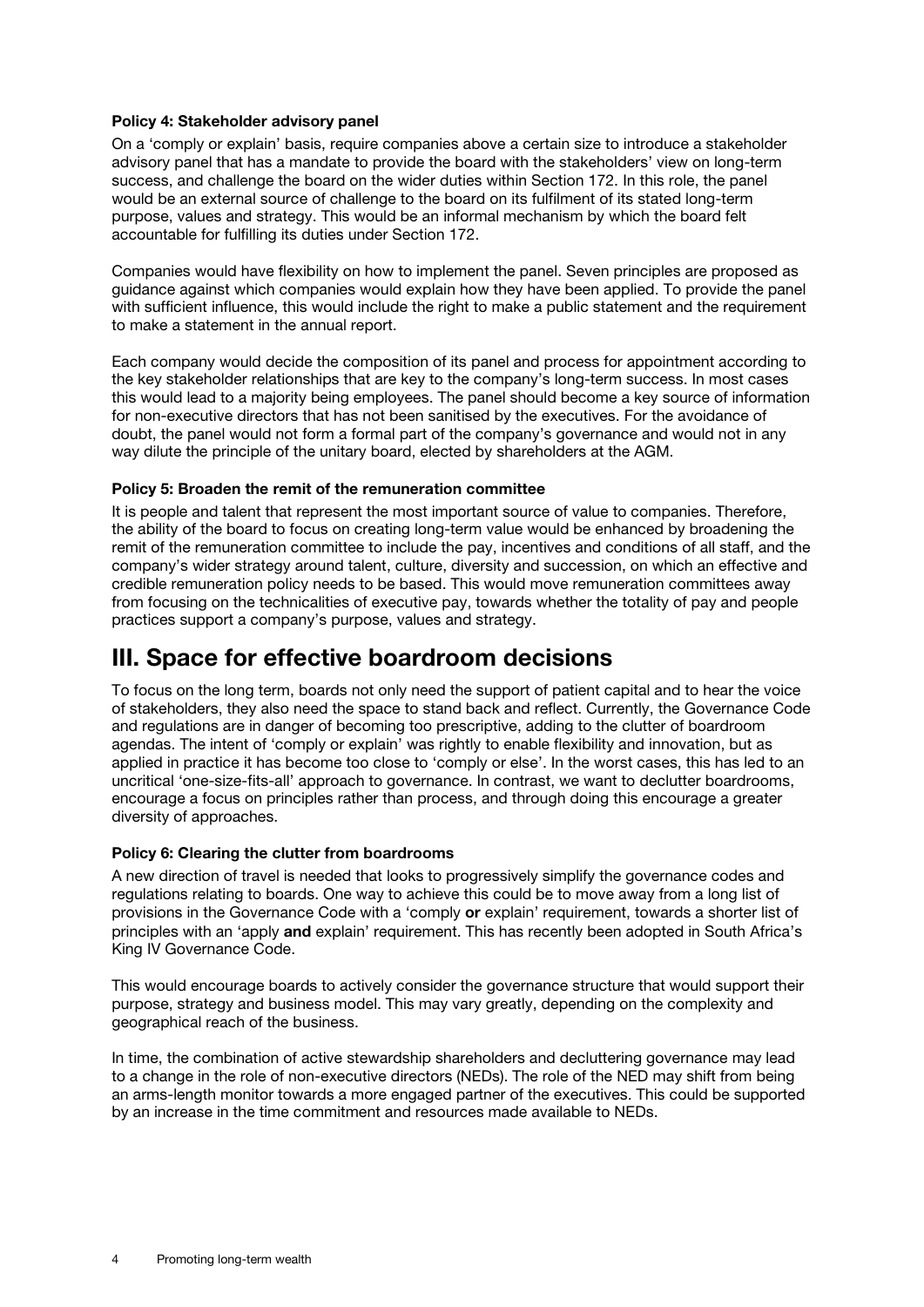#### Policy 4: Stakeholder advisory panel

On a 'comply or explain' basis, require companies above a certain size to introduce a stakeholder advisory panel that has a mandate to provide the board with the stakeholders' view on long-term success, and challenge the board on the wider duties within Section 172. In this role, the panel would be an external source of challenge to the board on its fulfilment of its stated long-term purpose, values and strategy. This would be an informal mechanism by which the board felt accountable for fulfilling its duties under Section 172.

Companies would have flexibility on how to implement the panel. Seven principles are proposed as guidance against which companies would explain how they have been applied. To provide the panel with sufficient influence, this would include the right to make a public statement and the requirement to make a statement in the annual report.

Each company would decide the composition of its panel and process for appointment according to the key stakeholder relationships that are key to the company's long-term success. In most cases this would lead to a majority being employees. The panel should become a key source of information for non-executive directors that has not been sanitised by the executives. For the avoidance of doubt, the panel would not form a formal part of the company's governance and would not in any way dilute the principle of the unitary board, elected by shareholders at the AGM.

#### Policy 5: Broaden the remit of the remuneration committee

It is people and talent that represent the most important source of value to companies. Therefore, the ability of the board to focus on creating long-term value would be enhanced by broadening the remit of the remuneration committee to include the pay, incentives and conditions of all staff, and the company's wider strategy around talent, culture, diversity and succession, on which an effective and credible remuneration policy needs to be based. This would move remuneration committees away from focusing on the technicalities of executive pay, towards whether the totality of pay and people practices support a company's purpose, values and strategy.

## III. Space for effective boardroom decisions

To focus on the long term, boards not only need the support of patient capital and to hear the voice of stakeholders, they also need the space to stand back and reflect. Currently, the Governance Code and regulations are in danger of becoming too prescriptive, adding to the clutter of boardroom agendas. The intent of 'comply or explain' was rightly to enable flexibility and innovation, but as applied in practice it has become too close to 'comply or else'. In the worst cases, this has led to an uncritical 'one-size-fits-all' approach to governance. In contrast, we want to declutter boardrooms, encourage a focus on principles rather than process, and through doing this encourage a greater diversity of approaches.

#### Policy 6: Clearing the clutter from boardrooms

A new direction of travel is needed that looks to progressively simplify the governance codes and regulations relating to boards. One way to achieve this could be to move away from a long list of provisions in the Governance Code with a 'comply **or** explain' requirement, towards a shorter list of principles with an 'apply **and** explain' requirement. This has recently been adopted in South Africa's King IV Governance Code.

This would encourage boards to actively consider the governance structure that would support their purpose, strategy and business model. This may vary greatly, depending on the complexity and geographical reach of the business.

In time, the combination of active stewardship shareholders and decluttering governance may lead to a change in the role of non-executive directors (NEDs). The role of the NED may shift from being an arms-length monitor towards a more engaged partner of the executives. This could be supported by an increase in the time commitment and resources made available to NEDs.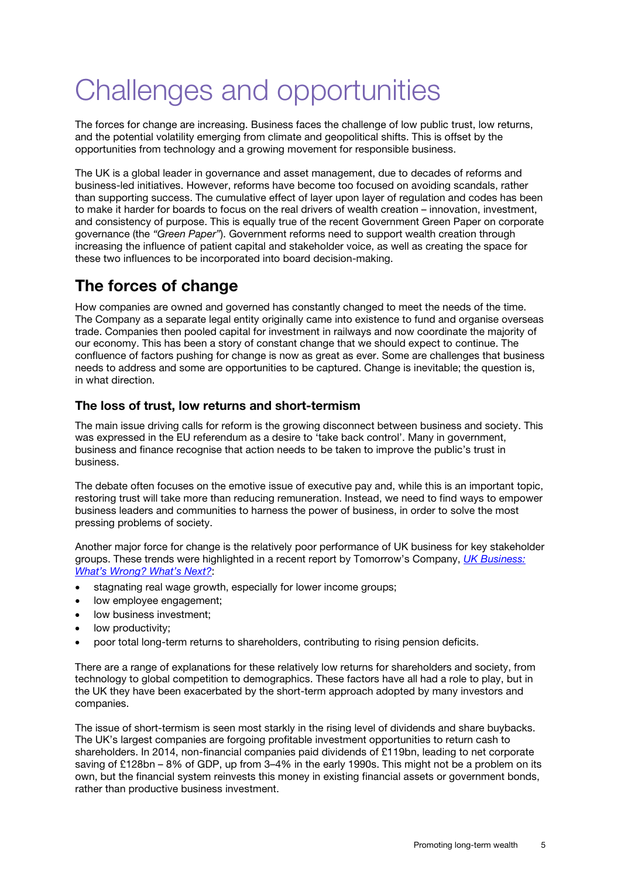# Challenges and opportunities

The forces for change are increasing. Business faces the challenge of low public trust, low returns, and the potential volatility emerging from climate and geopolitical shifts. This is offset by the opportunities from technology and a growing movement for responsible business.

The UK is a global leader in governance and asset management, due to decades of reforms and business-led initiatives. However, reforms have become too focused on avoiding scandals, rather than supporting success. The cumulative effect of layer upon layer of regulation and codes has been to make it harder for boards to focus on the real drivers of wealth creation – innovation, investment, and consistency of purpose. This is equally true of the recent Government Green Paper on corporate governance (the *"Green Paper"*). Government reforms need to support wealth creation through increasing the influence of patient capital and stakeholder voice, as well as creating the space for these two influences to be incorporated into board decision-making.

## The forces of change

How companies are owned and governed has constantly changed to meet the needs of the time. The Company as a separate legal entity originally came into existence to fund and organise overseas trade. Companies then pooled capital for investment in railways and now coordinate the majority of our economy. This has been a story of constant change that we should expect to continue. The confluence of factors pushing for change is now as great as ever. Some are challenges that business needs to address and some are opportunities to be captured. Change is inevitable; the question is, in what direction.

### The loss of trust, low returns and short-termism

The main issue driving calls for reform is the growing disconnect between business and society. This was expressed in the EU referendum as a desire to 'take back control'. Many in government, business and finance recognise that action needs to be taken to improve the public's trust in business.

The debate often focuses on the emotive issue of executive pay and, while this is an important topic, restoring trust will take more than reducing remuneration. Instead, we need to find ways to empower business leaders and communities to harness the power of business, in order to solve the most pressing problems of society.

Another major force for change is the relatively poor performance of UK business for key stakeholder groups. These trends were highlighted in a recent report by Tomorrow's Company, *UK Business: What's Wrong? What's Next?*:

- stagnating real wage growth, especially for lower income groups;
- low employee engagement;
- low business investment;
- low productivity;
- poor total long-term returns to shareholders, contributing to rising pension deficits.

There are a range of explanations for these relatively low returns for shareholders and society, from technology to global competition to demographics. These factors have all had a role to play, but in the UK they have been exacerbated by the short-term approach adopted by many investors and companies.

The issue of short-termism is seen most starkly in the rising level of dividends and share buybacks. The UK's largest companies are forgoing profitable investment opportunities to return cash to shareholders. In 2014, non-financial companies paid dividends of £119bn, leading to net corporate saving of £128bn – 8% of GDP, up from 3–4% in the early 1990s. This might not be a problem on its own, but the financial system reinvests this money in existing financial assets or government bonds, rather than productive business investment.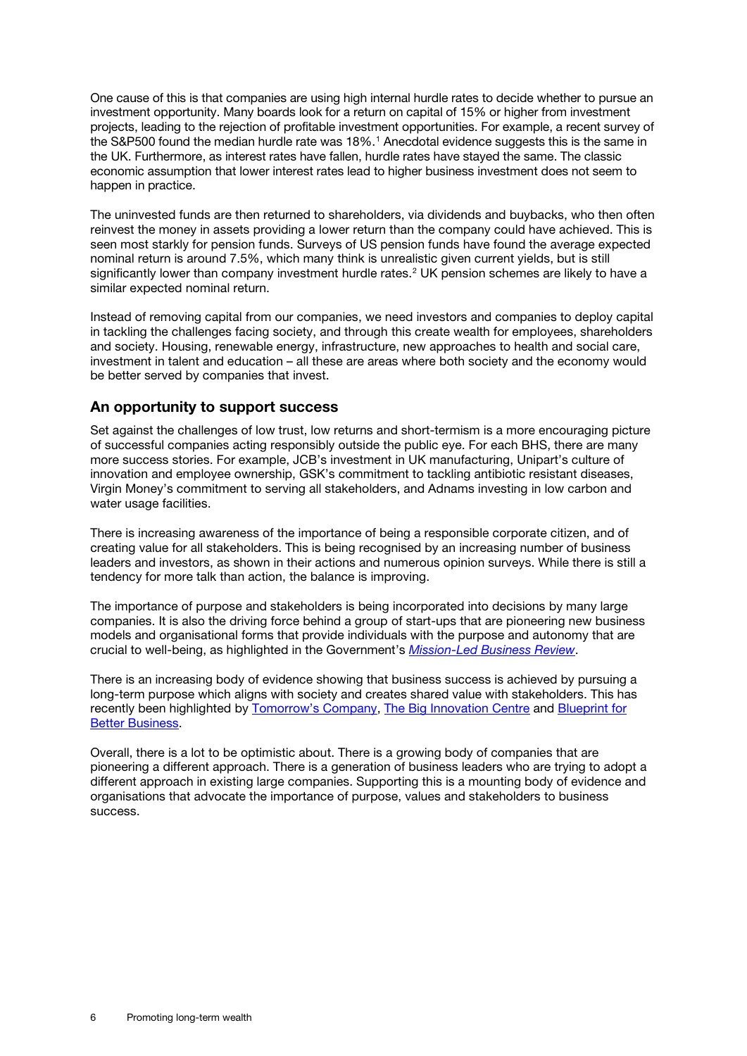One cause of this is that companies are using high internal hurdle rates to decide whether to pursue an investment opportunity. Many boards look for a return on capital of 15% or higher from investment projects, leading to the rejection of profitable investment opportunities. For example, a recent survey of the S&P500 found the median hurdle rate was 18%.[1] Anecdotal evidence suggests this is the same in the UK. Furthermore, as interest rates have fallen, hurdle rates have stayed the same. The classic economic assumption that lower interest rates lead to higher business investment does not seem to happen in practice.

The uninvested funds are then returned to shareholders, via dividends and buybacks, who then often reinvest the money in assets providing a lower return than the company could have achieved. This is seen most starkly for pension funds. Surveys of US pension funds have found the average expected nominal return is around 7.5%, which many think is unrealistic given current yields, but is still significantly lower than company investment hurdle rates.[2] UK pension schemes are likely to have a similar expected nominal return.

Instead of removing capital from our companies, we need investors and companies to deploy capital in tackling the challenges facing society, and through this create wealth for employees, shareholders and society. Housing, renewable energy, infrastructure, new approaches to health and social care, investment in talent and education – all these are areas where both society and the economy would be better served by companies that invest.

## An opportunity to support success

Set against the challenges of low trust, low returns and short-termism is a more encouraging picture of successful companies acting responsibly outside the public eye. For each BHS, there are many more success stories. For example, JCB's investment in UK manufacturing, Unipart's culture of innovation and employee ownership, GSK's commitment to tackling antibiotic resistant diseases, Virgin Money's commitment to serving all stakeholders, and Adnams investing in low carbon and water usage facilities.

There is increasing awareness of the importance of being a responsible corporate citizen, and of creating value for all stakeholders. This is being recognised by an increasing number of business leaders and investors, as shown in their actions and numerous opinion surveys. While there is still a tendency for more talk than action, the balance is improving.

The importance of purpose and stakeholders is being incorporated into decisions by many large companies. It is also the driving force behind a group of start-ups that are pioneering new business models and organisational forms that provide individuals with the purpose and autonomy that are crucial to well-being, as highlighted in the Government's *Mission-Led Business Review*.

There is an increasing body of evidence showing that business success is achieved by pursuing a long-term purpose which aligns with society and creates shared value with stakeholders. This has recently been highlighted by Tomorrow's Company, The Big Innovation Centre and Blueprint for Better Business.

Overall, there is a lot to be optimistic about. There is a growing body of companies that are pioneering a different approach. There is a generation of business leaders who are trying to adopt a different approach in existing large companies. Supporting this is a mounting body of evidence and organisations that advocate the importance of purpose, values and stakeholders to business success.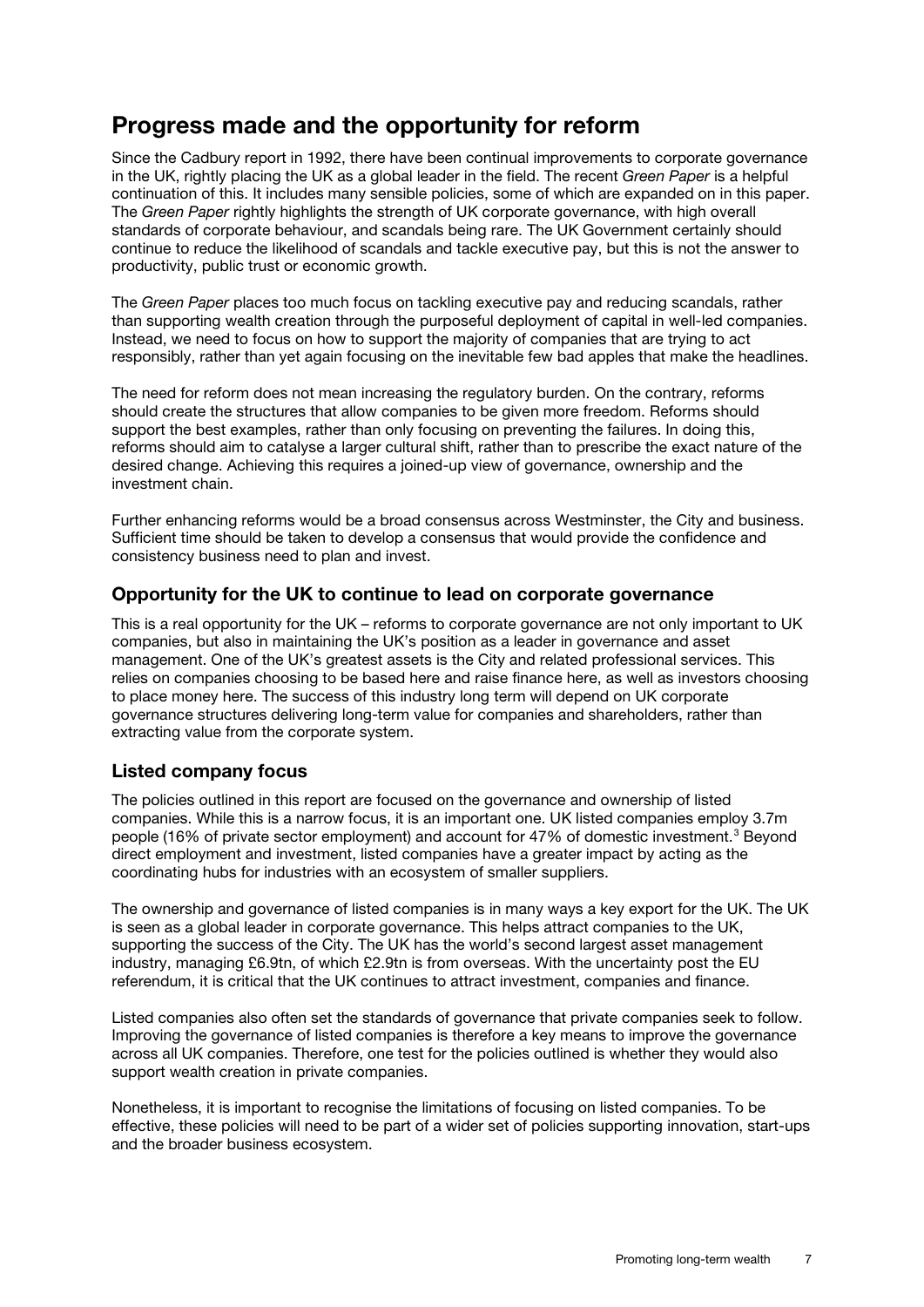# Progress made and the opportunity for reform

Since the Cadbury report in 1992, there have been continual improvements to corporate governance in the UK, rightly placing the UK as a global leader in the field. The recent *Green Paper* is a helpful continuation of this. It includes many sensible policies, some of which are expanded on in this paper. The *Green Paper* rightly highlights the strength of UK corporate governance, with high overall standards of corporate behaviour, and scandals being rare. The UK Government certainly should continue to reduce the likelihood of scandals and tackle executive pay, but this is not the answer to productivity, public trust or economic growth.

The *Green Paper* places too much focus on tackling executive pay and reducing scandals, rather than supporting wealth creation through the purposeful deployment of capital in well-led companies. Instead, we need to focus on how to support the majority of companies that are trying to act responsibly, rather than yet again focusing on the inevitable few bad apples that make the headlines.

The need for reform does not mean increasing the regulatory burden. On the contrary, reforms should create the structures that allow companies to be given more freedom. Reforms should support the best examples, rather than only focusing on preventing the failures. In doing this, reforms should aim to catalyse a larger cultural shift, rather than to prescribe the exact nature of the desired change. Achieving this requires a joined-up view of governance, ownership and the investment chain.

Further enhancing reforms would be a broad consensus across Westminster, the City and business. Sufficient time should be taken to develop a consensus that would provide the confidence and consistency business need to plan and invest.

## Opportunity for the UK to continue to lead on corporate governance

This is a real opportunity for the UK – reforms to corporate governance are not only important to UK companies, but also in maintaining the UK's position as a leader in governance and asset management. One of the UK's greatest assets is the City and related professional services. This relies on companies choosing to be based here and raise finance here, as well as investors choosing to place money here. The success of this industry long term will depend on UK corporate governance structures delivering long-term value for companies and shareholders, rather than extracting value from the corporate system.

## Listed company focus

The policies outlined in this report are focused on the governance and ownership of listed companies. While this is a narrow focus, it is an important one. UK listed companies employ 3.7m people (16% of private sector employment) and account for 47% of domestic investment.[3] Beyond direct employment and investment, listed companies have a greater impact by acting as the coordinating hubs for industries with an ecosystem of smaller suppliers.

The ownership and governance of listed companies is in many ways a key export for the UK. The UK is seen as a global leader in corporate governance. This helps attract companies to the UK, supporting the success of the City. The UK has the world's second largest asset management industry, managing £6.9tn, of which £2.9tn is from overseas. With the uncertainty post the EU referendum, it is critical that the UK continues to attract investment, companies and finance.

Listed companies also often set the standards of governance that private companies seek to follow. Improving the governance of listed companies is therefore a key means to improve the governance across all UK companies. Therefore, one test for the policies outlined is whether they would also support wealth creation in private companies.

Nonetheless, it is important to recognise the limitations of focusing on listed companies. To be effective, these policies will need to be part of a wider set of policies supporting innovation, start-ups and the broader business ecosystem.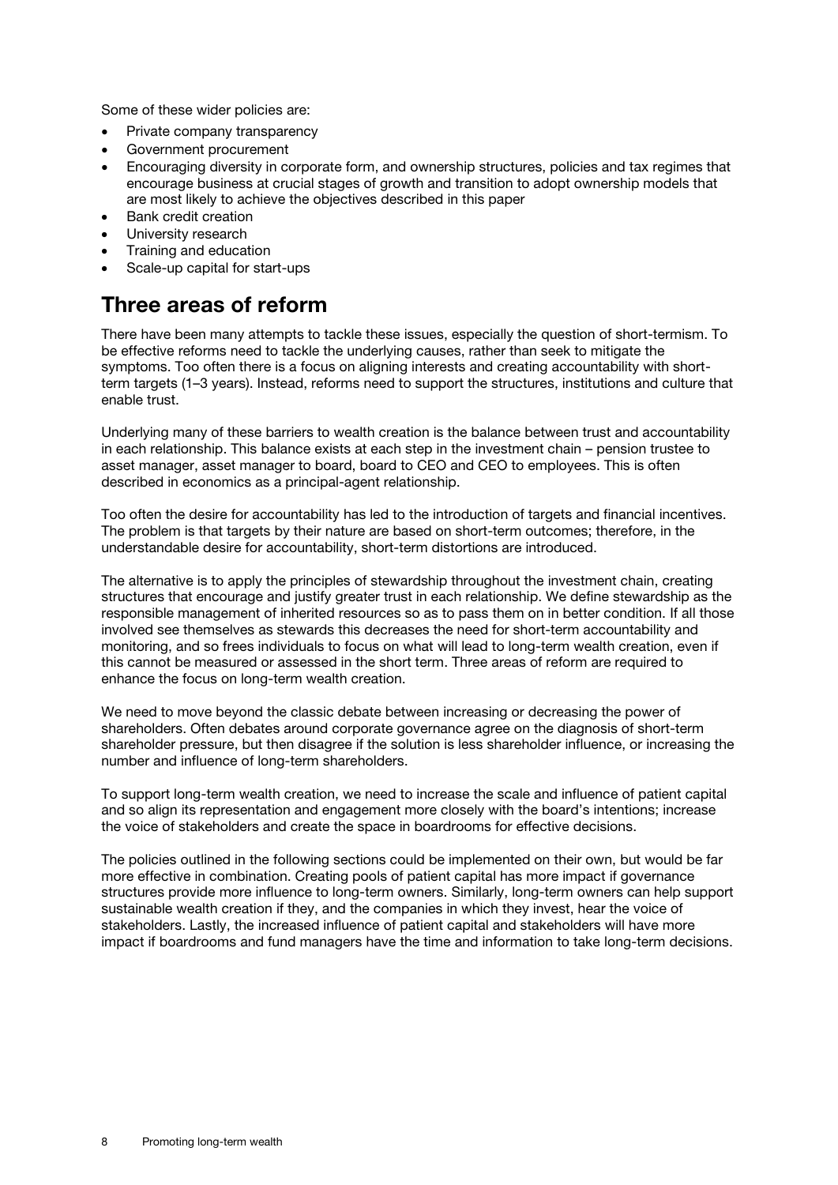Some of these wider policies are:

- Private company transparency
- Government procurement
- Encouraging diversity in corporate form, and ownership structures, policies and tax regimes that encourage business at crucial stages of growth and transition to adopt ownership models that are most likely to achieve the objectives described in this paper
- Bank credit creation
- University research
- Training and education
- Scale-up capital for start-ups

## Three areas of reform

There have been many attempts to tackle these issues, especially the question of short-termism. To be effective reforms need to tackle the underlying causes, rather than seek to mitigate the symptoms. Too often there is a focus on aligning interests and creating accountability with short-term targets (1–3 years). Instead, reforms need to support the structures, institutions and culture that enable trust.

Underlying many of these barriers to wealth creation is the balance between trust and accountability in each relationship. This balance exists at each step in the investment chain – pension trustee to asset manager, asset manager to board, board to CEO and CEO to employees. This is often described in economics as a principal-agent relationship.

Too often the desire for accountability has led to the introduction of targets and financial incentives. The problem is that targets by their nature are based on short-term outcomes; therefore, in the understandable desire for accountability, short-term distortions are introduced.

The alternative is to apply the principles of stewardship throughout the investment chain, creating structures that encourage and justify greater trust in each relationship. We define stewardship as the responsible management of inherited resources so as to pass them on in better condition. If all those involved see themselves as stewards this decreases the need for short-term accountability and monitoring, and so frees individuals to focus on what will lead to long-term wealth creation, even if this cannot be measured or assessed in the short term. Three areas of reform are required to enhance the focus on long-term wealth creation.

We need to move beyond the classic debate between increasing or decreasing the power of shareholders. Often debates around corporate governance agree on the diagnosis of short-term shareholder pressure, but then disagree if the solution is less shareholder influence, or increasing the number and influence of long-term shareholders.

To support long-term wealth creation, we need to increase the scale and influence of patient capital and so align its representation and engagement more closely with the board's intentions; increase the voice of stakeholders and create the space in boardrooms for effective decisions.

The policies outlined in the following sections could be implemented on their own, but would be far more effective in combination. Creating pools of patient capital has more impact if governance structures provide more influence to long-term owners. Similarly, long-term owners can help support sustainable wealth creation if they, and the companies in which they invest, hear the voice of stakeholders. Lastly, the increased influence of patient capital and stakeholders will have more impact if boardrooms and fund managers have the time and information to take long-term decisions.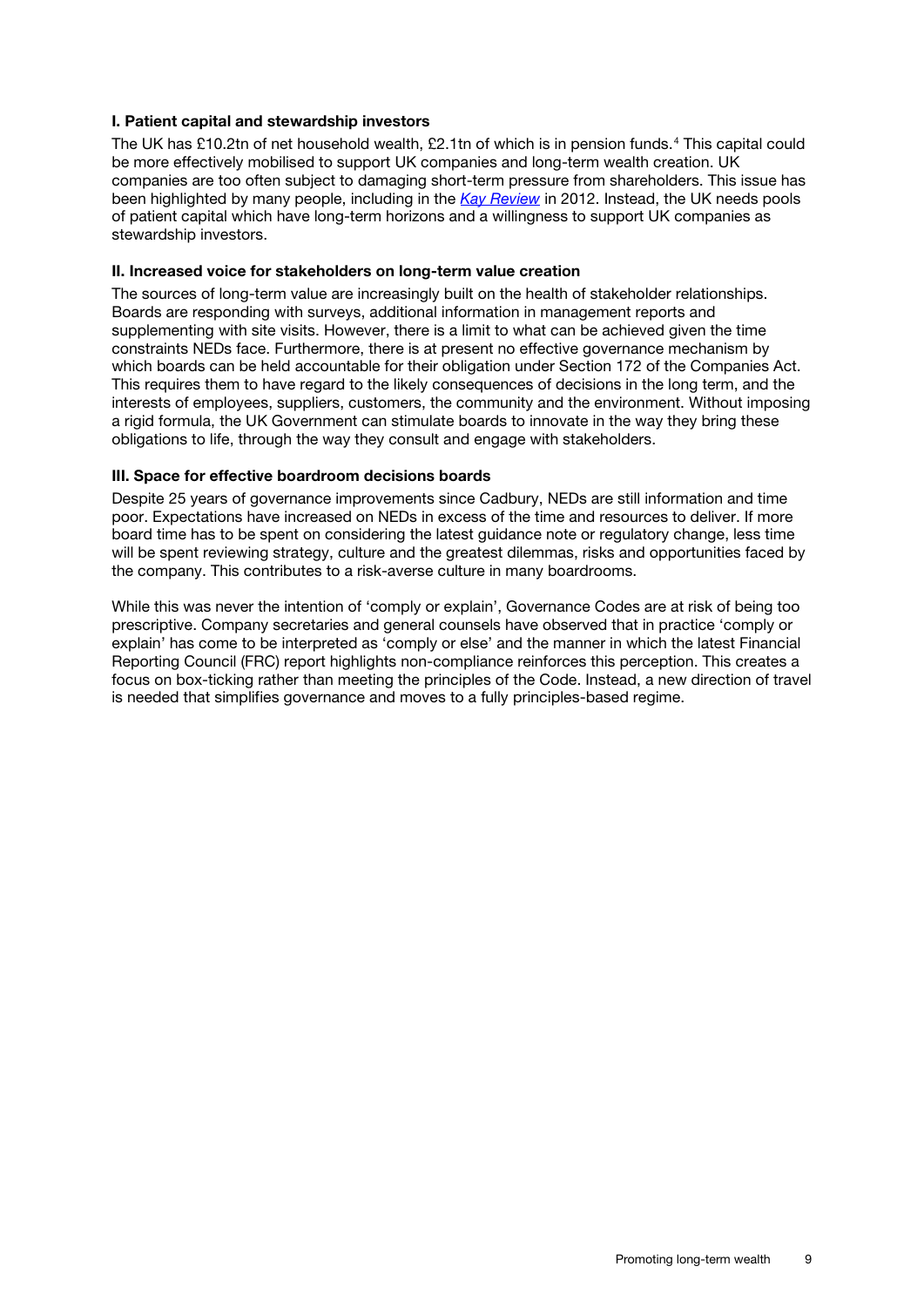### I. Patient capital and stewardship investors

The UK has £10.2tn of net household wealth, £2.1tn of which is in pension funds.[4] This capital could be more effectively mobilised to support UK companies and long-term wealth creation. UK companies are too often subject to damaging short-term pressure from shareholders. This issue has been highlighted by many people, including in the *Kay Review* in 2012. Instead, the UK needs pools of patient capital which have long-term horizons and a willingness to support UK companies as stewardship investors.

### II. Increased voice for stakeholders on long-term value creation

The sources of long-term value are increasingly built on the health of stakeholder relationships. Boards are responding with surveys, additional information in management reports and supplementing with site visits. However, there is a limit to what can be achieved given the time constraints NEDs face. Furthermore, there is at present no effective governance mechanism by which boards can be held accountable for their obligation under Section 172 of the Companies Act. This requires them to have regard to the likely consequences of decisions in the long term, and the interests of employees, suppliers, customers, the community and the environment. Without imposing a rigid formula, the UK Government can stimulate boards to innovate in the way they bring these obligations to life, through the way they consult and engage with stakeholders.

### III. Space for effective boardroom decisions boards

Despite 25 years of governance improvements since Cadbury, NEDs are still information and time poor. Expectations have increased on NEDs in excess of the time and resources to deliver. If more board time has to be spent on considering the latest guidance note or regulatory change, less time will be spent reviewing strategy, culture and the greatest dilemmas, risks and opportunities faced by the company. This contributes to a risk-averse culture in many boardrooms.

While this was never the intention of 'comply or explain', Governance Codes are at risk of being too prescriptive. Company secretaries and general counsels have observed that in practice 'comply or explain' has come to be interpreted as 'comply or else' and the manner in which the latest Financial Reporting Council (FRC) report highlights non-compliance reinforces this perception. This creates a focus on box-ticking rather than meeting the principles of the Code. Instead, a new direction of travel is needed that simplifies governance and moves to a fully principles-based regime.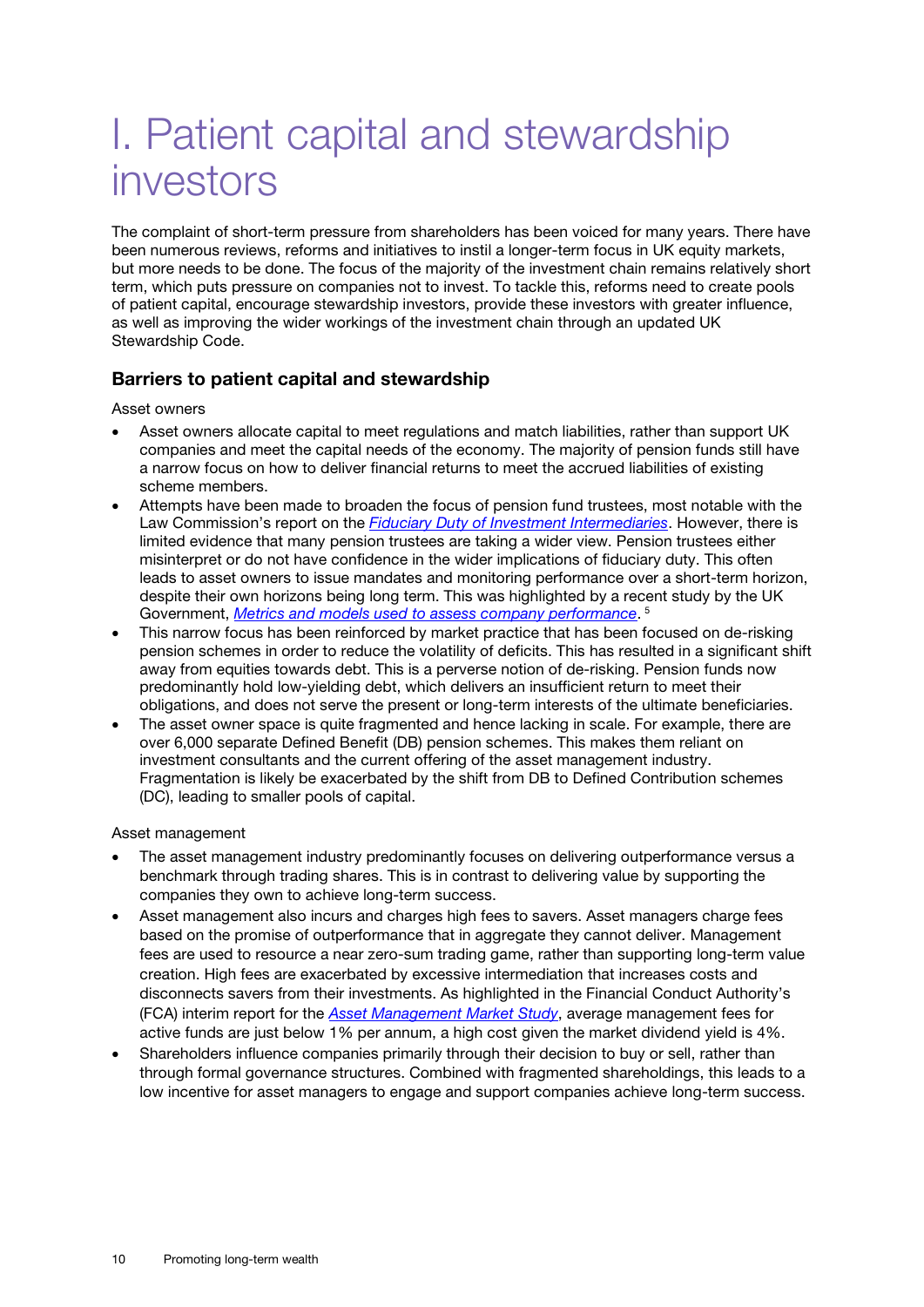# I. Patient capital and stewardship investors

The complaint of short-term pressure from shareholders has been voiced for many years. There have been numerous reviews, reforms and initiatives to instil a longer-term focus in UK equity markets, but more needs to be done. The focus of the majority of the investment chain remains relatively short term, which puts pressure on companies not to invest. To tackle this, reforms need to create pools of patient capital, encourage stewardship investors, provide these investors with greater influence, as well as improving the wider workings of the investment chain through an updated UK Stewardship Code.

## Barriers to patient capital and stewardship

Asset owners

- Asset owners allocate capital to meet regulations and match liabilities, rather than support UK companies and meet the capital needs of the economy. The majority of pension funds still have a narrow focus on how to deliver financial returns to meet the accrued liabilities of existing scheme members.
- Attempts have been made to broaden the focus of pension fund trustees, most notable with the Law Commission's report on the *Fiduciary Duty of Investment Intermediaries*. However, there is limited evidence that many pension trustees are taking a wider view. Pension trustees either misinterpret or do not have confidence in the wider implications of fiduciary duty. This often leads to asset owners to issue mandates and monitoring performance over a short-term horizon, despite their own horizons being long term. This was highlighted by a recent study by the UK Government, *Metrics and models used to assess company performance*. [5]
- This narrow focus has been reinforced by market practice that has been focused on de-risking pension schemes in order to reduce the volatility of deficits. This has resulted in a significant shift away from equities towards debt. This is a perverse notion of de-risking. Pension funds now predominantly hold low-yielding debt, which delivers an insufficient return to meet their obligations, and does not serve the present or long-term interests of the ultimate beneficiaries.
- The asset owner space is quite fragmented and hence lacking in scale. For example, there are over 6,000 separate Defined Benefit (DB) pension schemes. This makes them reliant on investment consultants and the current offering of the asset management industry. Fragmentation is likely be exacerbated by the shift from DB to Defined Contribution schemes (DC), leading to smaller pools of capital.

Asset management

- The asset management industry predominantly focuses on delivering outperformance versus a benchmark through trading shares. This is in contrast to delivering value by supporting the companies they own to achieve long-term success.
- Asset management also incurs and charges high fees to savers. Asset managers charge fees based on the promise of outperformance that in aggregate they cannot deliver. Management fees are used to resource a near zero-sum trading game, rather than supporting long-term value creation. High fees are exacerbated by excessive intermediation that increases costs and disconnects savers from their investments. As highlighted in the Financial Conduct Authority's (FCA) interim report for the *Asset Management Market Study*, average management fees for active funds are just below 1% per annum, a high cost given the market dividend yield is 4%.
- Shareholders influence companies primarily through their decision to buy or sell, rather than through formal governance structures. Combined with fragmented shareholdings, this leads to a low incentive for asset managers to engage and support companies achieve long-term success.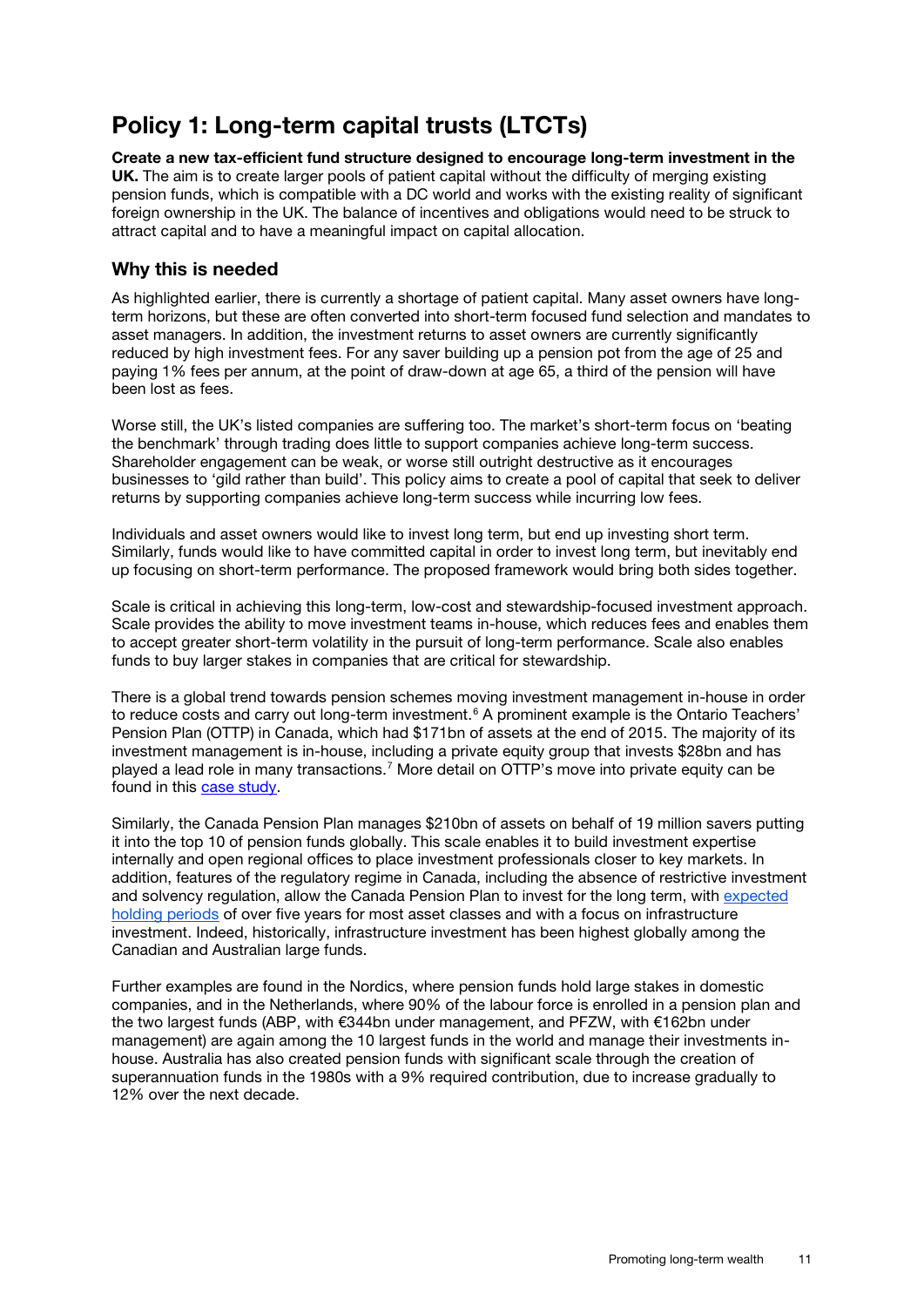# Policy 1: Long-term capital trusts (LTCTs)

**Create a new tax-efficient fund structure designed to encourage long-term investment in the UK.** The aim is to create larger pools of patient capital without the difficulty of merging existing pension funds, which is compatible with a DC world and works with the existing reality of significant foreign ownership in the UK. The balance of incentives and obligations would need to be struck to attract capital and to have a meaningful impact on capital allocation.

## Why this is needed

As highlighted earlier, there is currently a shortage of patient capital. Many asset owners have long-term horizons, but these are often converted into short-term focused fund selection and mandates to asset managers. In addition, the investment returns to asset owners are currently significantly reduced by high investment fees. For any saver building up a pension pot from the age of 25 and paying 1% fees per annum, at the point of draw-down at age 65, a third of the pension will have been lost as fees.

Worse still, the UK's listed companies are suffering too. The market's short-term focus on 'beating the benchmark' through trading does little to support companies achieve long-term success. Shareholder engagement can be weak, or worse still outright destructive as it encourages businesses to 'gild rather than build'. This policy aims to create a pool of capital that seek to deliver returns by supporting companies achieve long-term success while incurring low fees.

Individuals and asset owners would like to invest long term, but end up investing short term. Similarly, funds would like to have committed capital in order to invest long term, but inevitably end up focusing on short-term performance. The proposed framework would bring both sides together.

Scale is critical in achieving this long-term, low-cost and stewardship-focused investment approach. Scale provides the ability to move investment teams in-house, which reduces fees and enables them to accept greater short-term volatility in the pursuit of long-term performance. Scale also enables funds to buy larger stakes in companies that are critical for stewardship.

There is a global trend towards pension schemes moving investment management in-house in order to reduce costs and carry out long-term investment.[6] A prominent example is the Ontario Teachers' Pension Plan (OTTP) in Canada, which had $171bn of assets at the end of 2015. The majority of its investment management is in-house, including a private equity group that invests $28bn and has played a lead role in many transactions.[7] More detail on OTTP's move into private equity can be found in this case study.

Similarly, the Canada Pension Plan manages $210bn of assets on behalf of 19 million savers putting it into the top 10 of pension funds globally. This scale enables it to build investment expertise internally and open regional offices to place investment professionals closer to key markets. In addition, features of the regulatory regime in Canada, including the absence of restrictive investment and solvency regulation, allow the Canada Pension Plan to invest for the long term, with expected holding periods of over five years for most asset classes and with a focus on infrastructure investment. Indeed, historically, infrastructure investment has been highest globally among the Canadian and Australian large funds.

Further examples are found in the Nordics, where pension funds hold large stakes in domestic companies, and in the Netherlands, where 90% of the labour force is enrolled in a pension plan and the two largest funds (ABP, with €344bn under management, and PFZW, with €162bn under management) are again among the 10 largest funds in the world and manage their investments in-house. Australia has also created pension funds with significant scale through the creation of superannuation funds in the 1980s with a 9% required contribution, due to increase gradually to 12% over the next decade.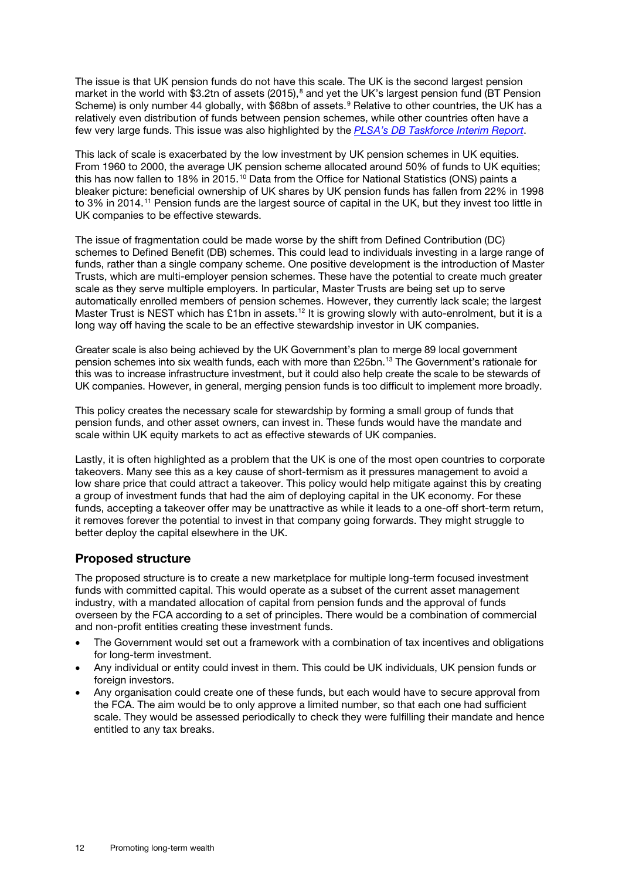The issue is that UK pension funds do not have this scale. The UK is the second largest pension market in the world with $3.2tn of assets (2015),[8] and yet the UK's largest pension fund (BT Pension Scheme) is only number 44 globally, with $68bn of assets.[9] Relative to other countries, the UK has a relatively even distribution of funds between pension schemes, while other countries often have a few very large funds. This issue was also highlighted by the *PLSA's DB Taskforce Interim Report*.

This lack of scale is exacerbated by the low investment by UK pension schemes in UK equities. From 1960 to 2000, the average UK pension scheme allocated around 50% of funds to UK equities; this has now fallen to 18% in 2015.[10] Data from the Office for National Statistics (ONS) paints a bleaker picture: beneficial ownership of UK shares by UK pension funds has fallen from 22% in 1998 to 3% in 2014.[11] Pension funds are the largest source of capital in the UK, but they invest too little in UK companies to be effective stewards.

The issue of fragmentation could be made worse by the shift from Defined Contribution (DC) schemes to Defined Benefit (DB) schemes. This could lead to individuals investing in a large range of funds, rather than a single company scheme. One positive development is the introduction of Master Trusts, which are multi-employer pension schemes. These have the potential to create much greater scale as they serve multiple employers. In particular, Master Trusts are being set up to serve automatically enrolled members of pension schemes. However, they currently lack scale; the largest Master Trust is NEST which has £1bn in assets.[12] It is growing slowly with auto-enrolment, but it is a long way off having the scale to be an effective stewardship investor in UK companies.

Greater scale is also being achieved by the UK Government's plan to merge 89 local government pension schemes into six wealth funds, each with more than £25bn.[13] The Government's rationale for this was to increase infrastructure investment, but it could also help create the scale to be stewards of UK companies. However, in general, merging pension funds is too difficult to implement more broadly.

This policy creates the necessary scale for stewardship by forming a small group of funds that pension funds, and other asset owners, can invest in. These funds would have the mandate and scale within UK equity markets to act as effective stewards of UK companies.

Lastly, it is often highlighted as a problem that the UK is one of the most open countries to corporate takeovers. Many see this as a key cause of short-termism as it pressures management to avoid a low share price that could attract a takeover. This policy would help mitigate against this by creating a group of investment funds that had the aim of deploying capital in the UK economy. For these funds, accepting a takeover offer may be unattractive as while it leads to a one-off short-term return, it removes forever the potential to invest in that company going forwards. They might struggle to better deploy the capital elsewhere in the UK.

## Proposed structure

The proposed structure is to create a new marketplace for multiple long-term focused investment funds with committed capital. This would operate as a subset of the current asset management industry, with a mandated allocation of capital from pension funds and the approval of funds overseen by the FCA according to a set of principles. There would be a combination of commercial and non-profit entities creating these investment funds.

- The Government would set out a framework with a combination of tax incentives and obligations for long-term investment.
- Any individual or entity could invest in them. This could be UK individuals, UK pension funds or foreign investors.
- Any organisation could create one of these funds, but each would have to secure approval from the FCA. The aim would be to only approve a limited number, so that each one had sufficient scale. They would be assessed periodically to check they were fulfilling their mandate and hence entitled to any tax breaks.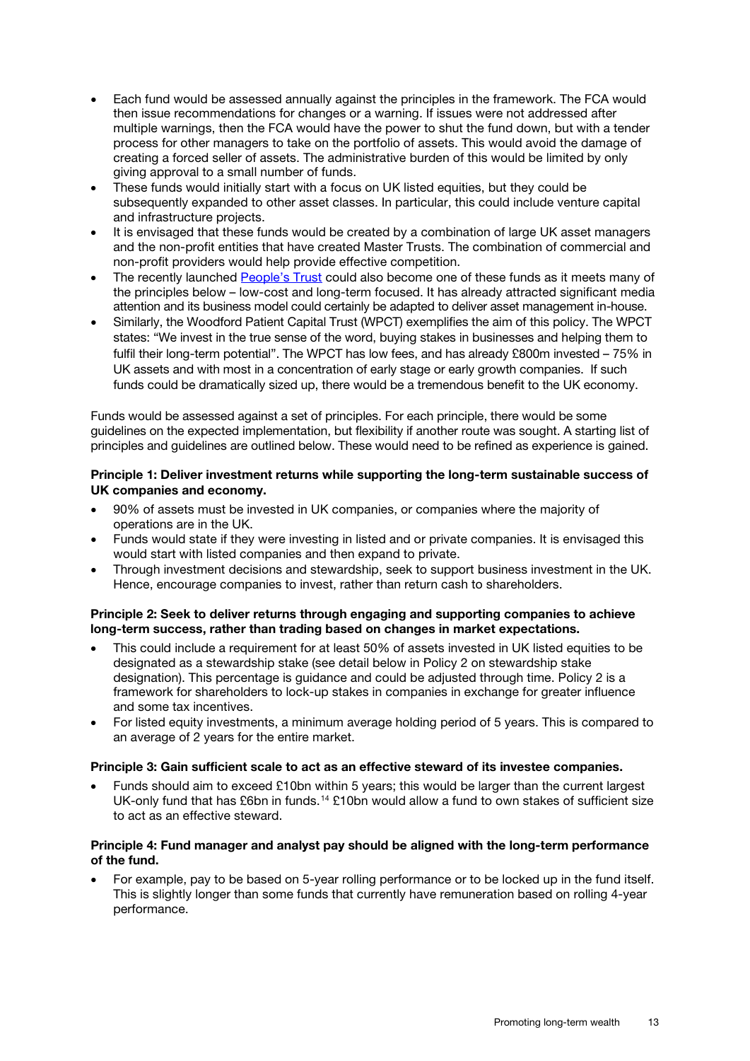- Each fund would be assessed annually against the principles in the framework. The FCA would then issue recommendations for changes or a warning. If issues were not addressed after multiple warnings, then the FCA would have the power to shut the fund down, but with a tender process for other managers to take on the portfolio of assets. This would avoid the damage of creating a forced seller of assets. The administrative burden of this would be limited by only giving approval to a small number of funds.
- These funds would initially start with a focus on UK listed equities, but they could be subsequently expanded to other asset classes. In particular, this could include venture capital and infrastructure projects.
- It is envisaged that these funds would be created by a combination of large UK asset managers and the non-profit entities that have created Master Trusts. The combination of commercial and non-profit providers would help provide effective competition.
- The recently launched People's Trust could also become one of these funds as it meets many of the principles below – low-cost and long-term focused. It has already attracted significant media attention and its business model could certainly be adapted to deliver asset management in-house.
- Similarly, the Woodford Patient Capital Trust (WPCT) exemplifies the aim of this policy. The WPCT states: "We invest in the true sense of the word, buying stakes in businesses and helping them to fulfil their long-term potential". The WPCT has low fees, and has already £800m invested – 75% in UK assets and with most in a concentration of early stage or early growth companies. If such funds could be dramatically sized up, there would be a tremendous benefit to the UK economy.

Funds would be assessed against a set of principles. For each principle, there would be some guidelines on the expected implementation, but flexibility if another route was sought. A starting list of principles and guidelines are outlined below. These would need to be refined as experience is gained.

**Principle 1: Deliver investment returns while supporting the long-term sustainable success of UK companies and economy.**

- 90% of assets must be invested in UK companies, or companies where the majority of operations are in the UK.
- Funds would state if they were investing in listed and or private companies. It is envisaged this would start with listed companies and then expand to private.
- Through investment decisions and stewardship, seek to support business investment in the UK. Hence, encourage companies to invest, rather than return cash to shareholders.

**Principle 2: Seek to deliver returns through engaging and supporting companies to achieve long-term success, rather than trading based on changes in market expectations.**

- This could include a requirement for at least 50% of assets invested in UK listed equities to be designated as a stewardship stake (see detail below in Policy 2 on stewardship stake designation). This percentage is guidance and could be adjusted through time. Policy 2 is a framework for shareholders to lock-up stakes in companies in exchange for greater influence and some tax incentives.
- For listed equity investments, a minimum average holding period of 5 years. This is compared to an average of 2 years for the entire market.

**Principle 3: Gain sufficient scale to act as an effective steward of its investee companies.**

- Funds should aim to exceed £10bn within 5 years; this would be larger than the current largest UK-only fund that has £6bn in funds.[14] £10bn would allow a fund to own stakes of sufficient size to act as an effective steward.

**Principle 4: Fund manager and analyst pay should be aligned with the long-term performance of the fund.**

- For example, pay to be based on 5-year rolling performance or to be locked up in the fund itself. This is slightly longer than some funds that currently have remuneration based on rolling 4-year performance.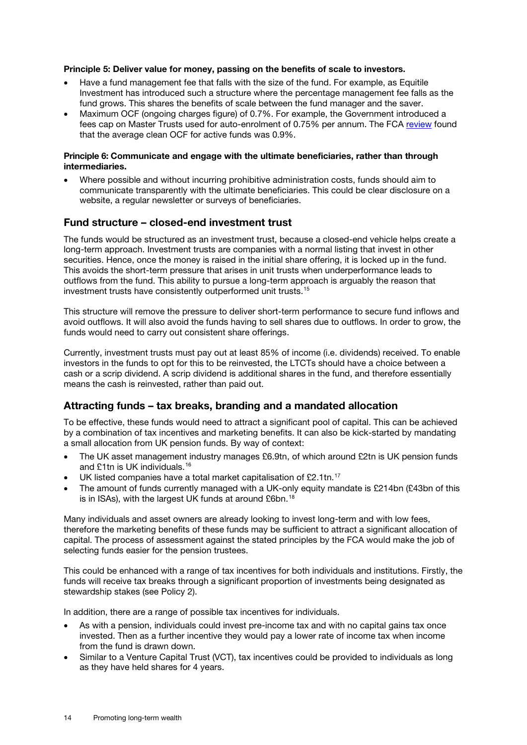**Principle 5: Deliver value for money, passing on the benefits of scale to investors.**

- Have a fund management fee that falls with the size of the fund. For example, as Equitile Investment has introduced such a structure where the percentage management fee falls as the fund grows. This shares the benefits of scale between the fund manager and the saver.
- Maximum OCF (ongoing charges figure) of 0.7%. For example, the Government introduced a fees cap on Master Trusts used for auto-enrolment of 0.75% per annum. The FCA review found that the average clean OCF for active funds was 0.9%.

**Principle 6: Communicate and engage with the ultimate beneficiaries, rather than through intermediaries.**

- Where possible and without incurring prohibitive administration costs, funds should aim to communicate transparently with the ultimate beneficiaries. This could be clear disclosure on a website, a regular newsletter or surveys of beneficiaries.

## Fund structure – closed-end investment trust

The funds would be structured as an investment trust, because a closed-end vehicle helps create a long-term approach. Investment trusts are companies with a normal listing that invest in other securities. Hence, once the money is raised in the initial share offering, it is locked up in the fund. This avoids the short-term pressure that arises in unit trusts when underperformance leads to outflows from the fund. This ability to pursue a long-term approach is arguably the reason that investment trusts have consistently outperformed unit trusts.[15]

This structure will remove the pressure to deliver short-term performance to secure fund inflows and avoid outflows. It will also avoid the funds having to sell shares due to outflows. In order to grow, the funds would need to carry out consistent share offerings.

Currently, investment trusts must pay out at least 85% of income (i.e. dividends) received. To enable investors in the funds to opt for this to be reinvested, the LTCTs should have a choice between a cash or a scrip dividend. A scrip dividend is additional shares in the fund, and therefore essentially means the cash is reinvested, rather than paid out.

## Attracting funds – tax breaks, branding and a mandated allocation

To be effective, these funds would need to attract a significant pool of capital. This can be achieved by a combination of tax incentives and marketing benefits. It can also be kick-started by mandating a small allocation from UK pension funds. By way of context:

- The UK asset management industry manages £6.9tn, of which around £2tn is UK pension funds and £1tn is UK individuals.[16]
- UK listed companies have a total market capitalisation of £2.1tn.[17]
- The amount of funds currently managed with a UK-only equity mandate is £214bn (£43bn of this is in ISAs), with the largest UK funds at around £6bn.[18]

Many individuals and asset owners are already looking to invest long-term and with low fees, therefore the marketing benefits of these funds may be sufficient to attract a significant allocation of capital. The process of assessment against the stated principles by the FCA would make the job of selecting funds easier for the pension trustees.

This could be enhanced with a range of tax incentives for both individuals and institutions. Firstly, the funds will receive tax breaks through a significant proportion of investments being designated as stewardship stakes (see Policy 2).

In addition, there are a range of possible tax incentives for individuals.

- As with a pension, individuals could invest pre-income tax and with no capital gains tax once invested. Then as a further incentive they would pay a lower rate of income tax when income from the fund is drawn down.
- Similar to a Venture Capital Trust (VCT), tax incentives could be provided to individuals as long as they have held shares for 4 years.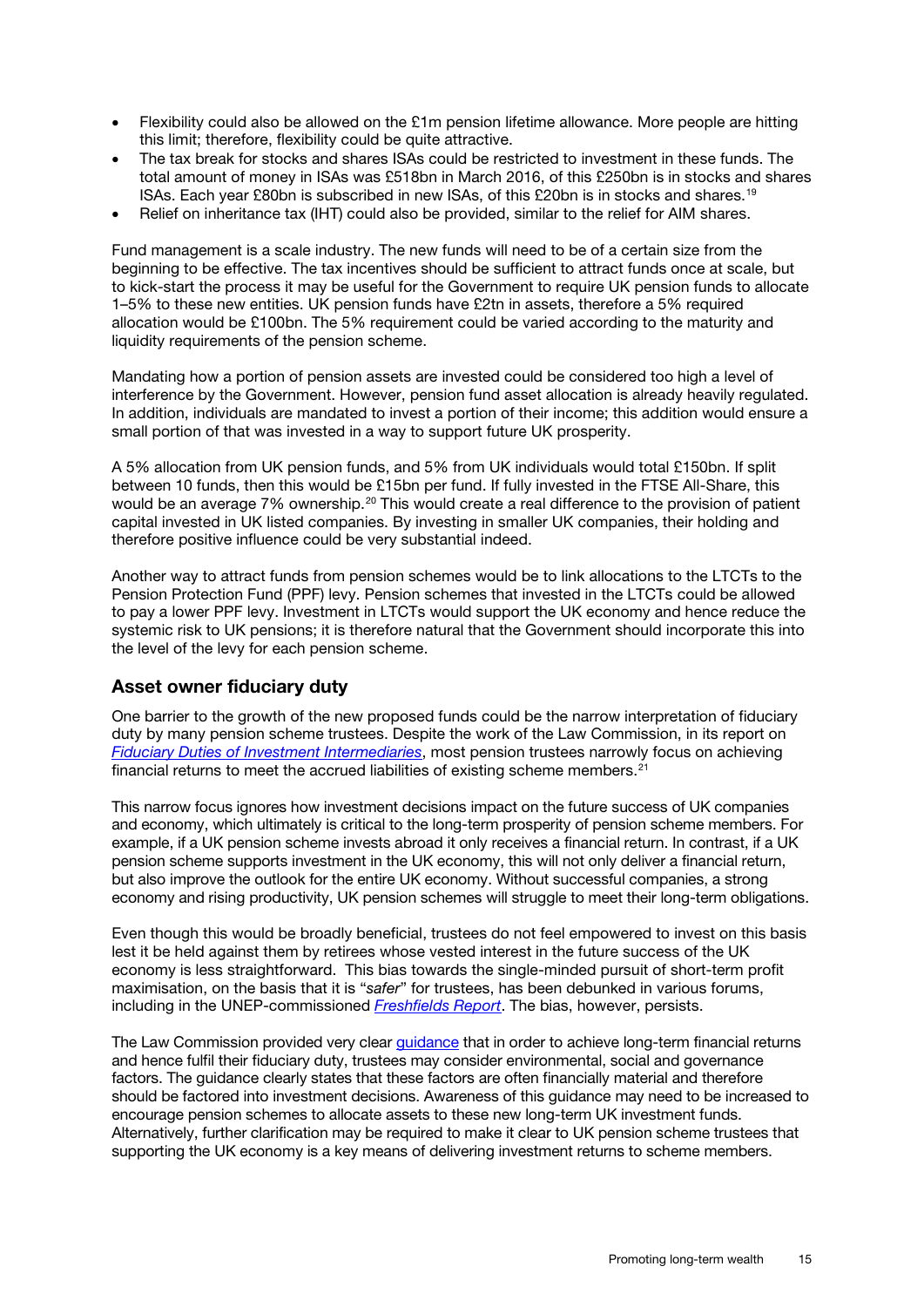- Flexibility could also be allowed on the £1m pension lifetime allowance. More people are hitting this limit; therefore, flexibility could be quite attractive.
- The tax break for stocks and shares ISAs could be restricted to investment in these funds. The total amount of money in ISAs was £518bn in March 2016, of this £250bn is in stocks and shares ISAs. Each year £80bn is subscribed in new ISAs, of this £20bn is in stocks and shares.[19]
- Relief on inheritance tax (IHT) could also be provided, similar to the relief for AIM shares.

Fund management is a scale industry. The new funds will need to be of a certain size from the beginning to be effective. The tax incentives should be sufficient to attract funds once at scale, but to kick-start the process it may be useful for the Government to require UK pension funds to allocate 1–5% to these new entities. UK pension funds have £2tn in assets, therefore a 5% required allocation would be £100bn. The 5% requirement could be varied according to the maturity and liquidity requirements of the pension scheme.

Mandating how a portion of pension assets are invested could be considered too high a level of interference by the Government. However, pension fund asset allocation is already heavily regulated. In addition, individuals are mandated to invest a portion of their income; this addition would ensure a small portion of that was invested in a way to support future UK prosperity.

A 5% allocation from UK pension funds, and 5% from UK individuals would total £150bn. If split between 10 funds, then this would be £15bn per fund. If fully invested in the FTSE All-Share, this would be an average 7% ownership.[20] This would create a real difference to the provision of patient capital invested in UK listed companies. By investing in smaller UK companies, their holding and therefore positive influence could be very substantial indeed.

Another way to attract funds from pension schemes would be to link allocations to the LTCTs to the Pension Protection Fund (PPF) levy. Pension schemes that invested in the LTCTs could be allowed to pay a lower PPF levy. Investment in LTCTs would support the UK economy and hence reduce the systemic risk to UK pensions; it is therefore natural that the Government should incorporate this into the level of the levy for each pension scheme.

## Asset owner fiduciary duty

One barrier to the growth of the new proposed funds could be the narrow interpretation of fiduciary duty by many pension scheme trustees. Despite the work of the Law Commission, in its report on *Fiduciary Duties of Investment Intermediaries*, most pension trustees narrowly focus on achieving financial returns to meet the accrued liabilities of existing scheme members.[21]

This narrow focus ignores how investment decisions impact on the future success of UK companies and economy, which ultimately is critical to the long-term prosperity of pension scheme members. For example, if a UK pension scheme invests abroad it only receives a financial return. In contrast, if a UK pension scheme supports investment in the UK economy, this will not only deliver a financial return, but also improve the outlook for the entire UK economy. Without successful companies, a strong economy and rising productivity, UK pension schemes will struggle to meet their long-term obligations.

Even though this would be broadly beneficial, trustees do not feel empowered to invest on this basis lest it be held against them by retirees whose vested interest in the future success of the UK economy is less straightforward. This bias towards the single-minded pursuit of short-term profit maximisation, on the basis that it is "*safer*" for trustees, has been debunked in various forums, including in the UNEP-commissioned *Freshfields Report*. The bias, however, persists.

The Law Commission provided very clear guidance that in order to achieve long-term financial returns and hence fulfil their fiduciary duty, trustees may consider environmental, social and governance factors. The guidance clearly states that these factors are often financially material and therefore should be factored into investment decisions. Awareness of this guidance may need to be increased to encourage pension schemes to allocate assets to these new long-term UK investment funds. Alternatively, further clarification may be required to make it clear to UK pension scheme trustees that supporting the UK economy is a key means of delivering investment returns to scheme members.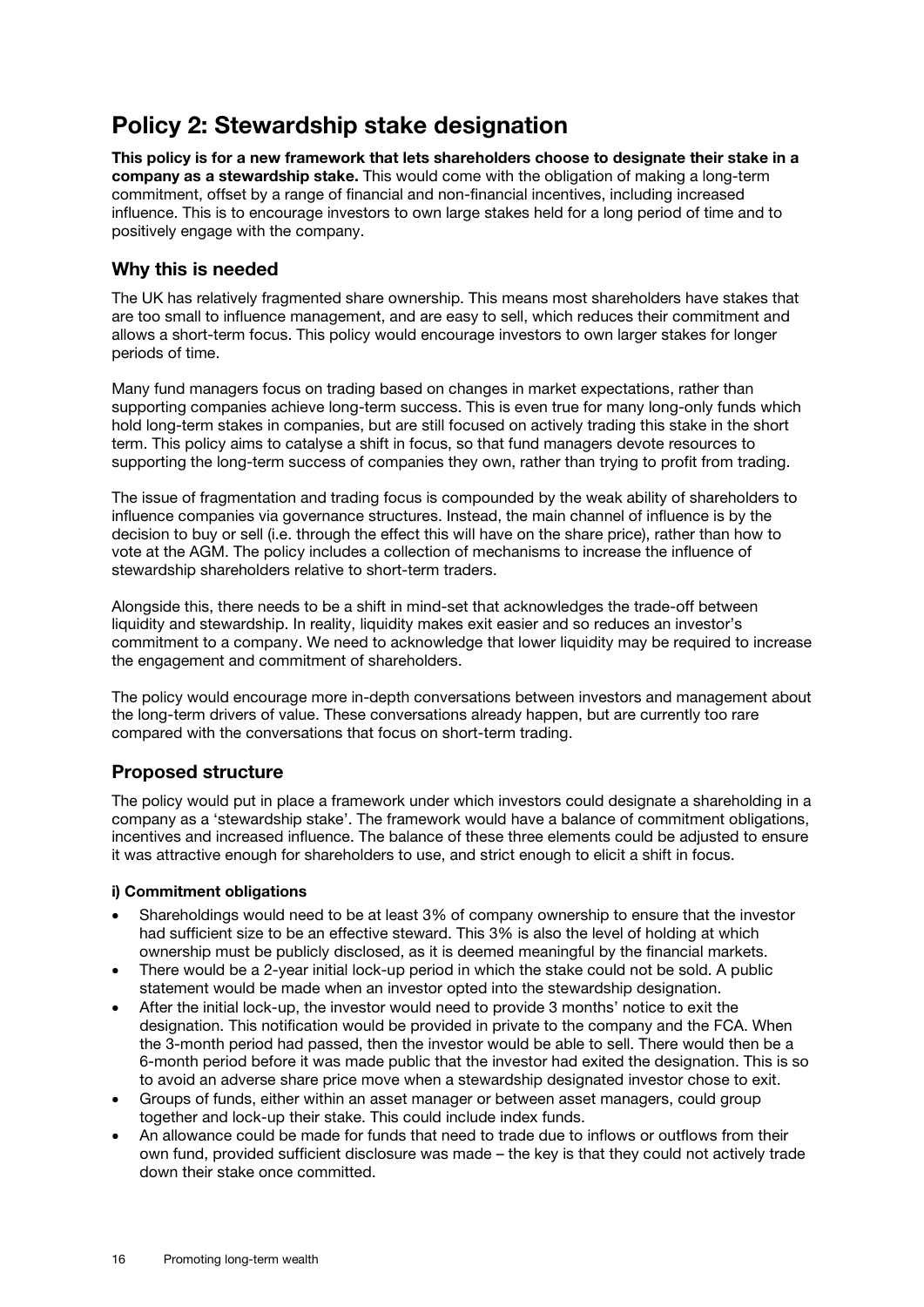# Policy 2: Stewardship stake designation

**This policy is for a new framework that lets shareholders choose to designate their stake in a company as a stewardship stake.** This would come with the obligation of making a long-term commitment, offset by a range of financial and non-financial incentives, including increased influence. This is to encourage investors to own large stakes held for a long period of time and to positively engage with the company.

## Why this is needed

The UK has relatively fragmented share ownership. This means most shareholders have stakes that are too small to influence management, and are easy to sell, which reduces their commitment and allows a short-term focus. This policy would encourage investors to own larger stakes for longer periods of time.

Many fund managers focus on trading based on changes in market expectations, rather than supporting companies achieve long-term success. This is even true for many long-only funds which hold long-term stakes in companies, but are still focused on actively trading this stake in the short term. This policy aims to catalyse a shift in focus, so that fund managers devote resources to supporting the long-term success of companies they own, rather than trying to profit from trading.

The issue of fragmentation and trading focus is compounded by the weak ability of shareholders to influence companies via governance structures. Instead, the main channel of influence is by the decision to buy or sell (i.e. through the effect this will have on the share price), rather than how to vote at the AGM. The policy includes a collection of mechanisms to increase the influence of stewardship shareholders relative to short-term traders.

Alongside this, there needs to be a shift in mind-set that acknowledges the trade-off between liquidity and stewardship. In reality, liquidity makes exit easier and so reduces an investor's commitment to a company. We need to acknowledge that lower liquidity may be required to increase the engagement and commitment of shareholders.

The policy would encourage more in-depth conversations between investors and management about the long-term drivers of value. These conversations already happen, but are currently too rare compared with the conversations that focus on short-term trading.

## Proposed structure

The policy would put in place a framework under which investors could designate a shareholding in a company as a 'stewardship stake'. The framework would have a balance of commitment obligations, incentives and increased influence. The balance of these three elements could be adjusted to ensure it was attractive enough for shareholders to use, and strict enough to elicit a shift in focus.

#### i) Commitment obligations

- Shareholdings would need to be at least 3% of company ownership to ensure that the investor had sufficient size to be an effective steward. This 3% is also the level of holding at which ownership must be publicly disclosed, as it is deemed meaningful by the financial markets.
- There would be a 2-year initial lock-up period in which the stake could not be sold. A public statement would be made when an investor opted into the stewardship designation.
- After the initial lock-up, the investor would need to provide 3 months' notice to exit the designation. This notification would be provided in private to the company and the FCA. When the 3-month period had passed, then the investor would be able to sell. There would then be a 6-month period before it was made public that the investor had exited the designation. This is so to avoid an adverse share price move when a stewardship designated investor chose to exit.
- Groups of funds, either within an asset manager or between asset managers, could group together and lock-up their stake. This could include index funds.
- An allowance could be made for funds that need to trade due to inflows or outflows from their own fund, provided sufficient disclosure was made – the key is that they could not actively trade down their stake once committed.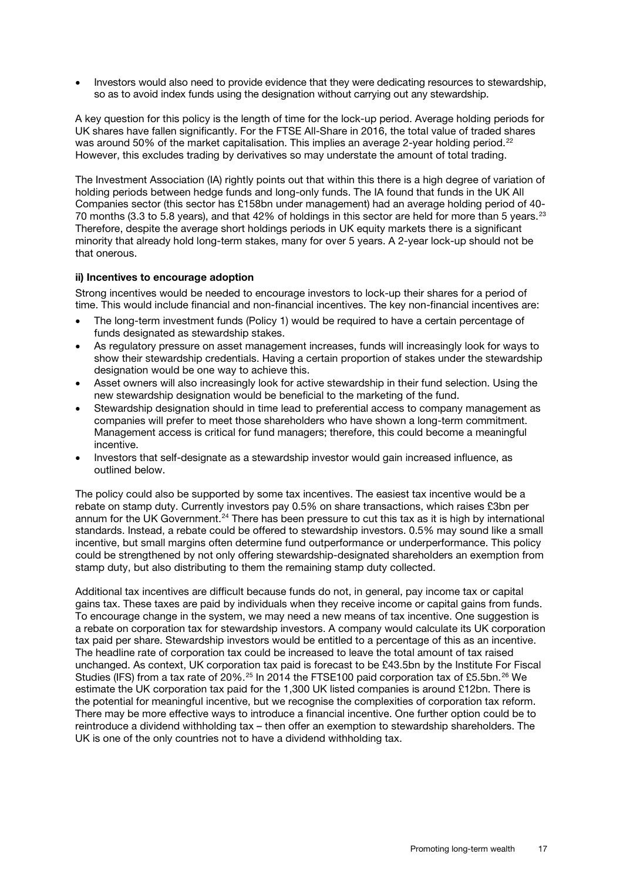- Investors would also need to provide evidence that they were dedicating resources to stewardship, so as to avoid index funds using the designation without carrying out any stewardship.

A key question for this policy is the length of time for the lock-up period. Average holding periods for UK shares have fallen significantly. For the FTSE All-Share in 2016, the total value of traded shares was around 50% of the market capitalisation. This implies an average 2-year holding period.[22] However, this excludes trading by derivatives so may understate the amount of total trading.

The Investment Association (IA) rightly points out that within this there is a high degree of variation of holding periods between hedge funds and long-only funds. The IA found that funds in the UK All Companies sector (this sector has £158bn under management) had an average holding period of 40-70 months (3.3 to 5.8 years), and that 42% of holdings in this sector are held for more than 5 years.[23] Therefore, despite the average short holdings periods in UK equity markets there is a significant minority that already hold long-term stakes, many for over 5 years. A 2-year lock-up should not be that onerous.

**ii) Incentives to encourage adoption**

Strong incentives would be needed to encourage investors to lock-up their shares for a period of time. This would include financial and non-financial incentives. The key non-financial incentives are:

- The long-term investment funds (Policy 1) would be required to have a certain percentage of funds designated as stewardship stakes.
- As regulatory pressure on asset management increases, funds will increasingly look for ways to show their stewardship credentials. Having a certain proportion of stakes under the stewardship designation would be one way to achieve this.
- Asset owners will also increasingly look for active stewardship in their fund selection. Using the new stewardship designation would be beneficial to the marketing of the fund.
- Stewardship designation should in time lead to preferential access to company management as companies will prefer to meet those shareholders who have shown a long-term commitment. Management access is critical for fund managers; therefore, this could become a meaningful incentive.
- Investors that self-designate as a stewardship investor would gain increased influence, as outlined below.

The policy could also be supported by some tax incentives. The easiest tax incentive would be a rebate on stamp duty. Currently investors pay 0.5% on share transactions, which raises £3bn per annum for the UK Government.[24] There has been pressure to cut this tax as it is high by international standards. Instead, a rebate could be offered to stewardship investors. 0.5% may sound like a small incentive, but small margins often determine fund outperformance or underperformance. This policy could be strengthened by not only offering stewardship-designated shareholders an exemption from stamp duty, but also distributing to them the remaining stamp duty collected.

Additional tax incentives are difficult because funds do not, in general, pay income tax or capital gains tax. These taxes are paid by individuals when they receive income or capital gains from funds. To encourage change in the system, we may need a new means of tax incentive. One suggestion is a rebate on corporation tax for stewardship investors. A company would calculate its UK corporation tax paid per share. Stewardship investors would be entitled to a percentage of this as an incentive. The headline rate of corporation tax could be increased to leave the total amount of tax raised unchanged. As context, UK corporation tax paid is forecast to be £43.5bn by the Institute For Fiscal Studies (IFS) from a tax rate of 20%.[25] In 2014 the FTSE100 paid corporation tax of £5.5bn.[26] We estimate the UK corporation tax paid for the 1,300 UK listed companies is around £12bn. There is the potential for meaningful incentive, but we recognise the complexities of corporation tax reform. There may be more effective ways to introduce a financial incentive. One further option could be to reintroduce a dividend withholding tax – then offer an exemption to stewardship shareholders. The UK is one of the only countries not to have a dividend withholding tax.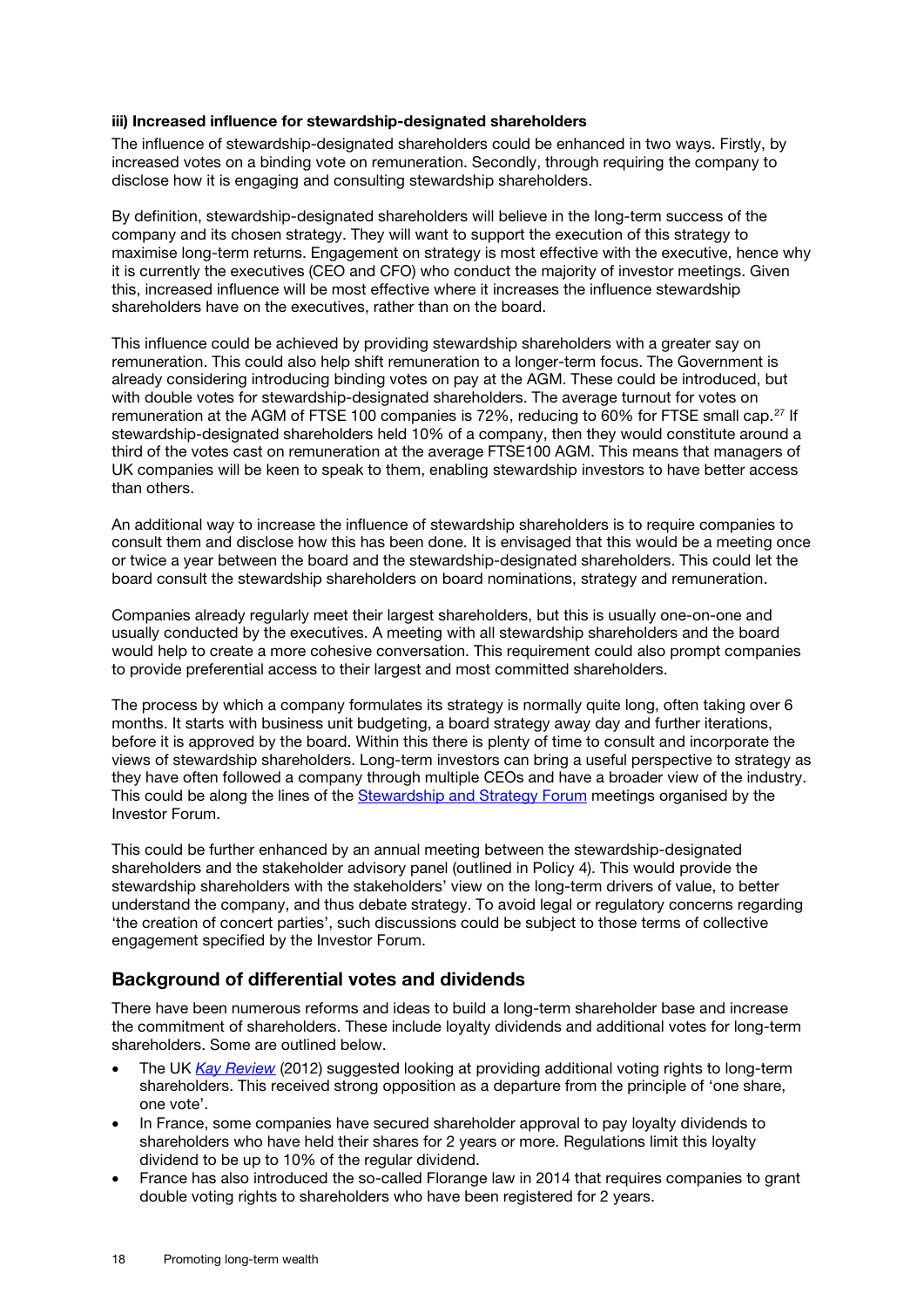#### iii) Increased influence for stewardship-designated shareholders

The influence of stewardship-designated shareholders could be enhanced in two ways. Firstly, by increased votes on a binding vote on remuneration. Secondly, through requiring the company to disclose how it is engaging and consulting stewardship shareholders.

By definition, stewardship-designated shareholders will believe in the long-term success of the company and its chosen strategy. They will want to support the execution of this strategy to maximise long-term returns. Engagement on strategy is most effective with the executive, hence why it is currently the executives (CEO and CFO) who conduct the majority of investor meetings. Given this, increased influence will be most effective where it increases the influence stewardship shareholders have on the executives, rather than on the board.

This influence could be achieved by providing stewardship shareholders with a greater say on remuneration. This could also help shift remuneration to a longer-term focus. The Government is already considering introducing binding votes on pay at the AGM. These could be introduced, but with double votes for stewardship-designated shareholders. The average turnout for votes on remuneration at the AGM of FTSE 100 companies is 72%, reducing to 60% for FTSE small cap.[27] If stewardship-designated shareholders held 10% of a company, then they would constitute around a third of the votes cast on remuneration at the average FTSE100 AGM. This means that managers of UK companies will be keen to speak to them, enabling stewardship investors to have better access than others.

An additional way to increase the influence of stewardship shareholders is to require companies to consult them and disclose how this has been done. It is envisaged that this would be a meeting once or twice a year between the board and the stewardship-designated shareholders. This could let the board consult the stewardship shareholders on board nominations, strategy and remuneration.

Companies already regularly meet their largest shareholders, but this is usually one-on-one and usually conducted by the executives. A meeting with all stewardship shareholders and the board would help to create a more cohesive conversation. This requirement could also prompt companies to provide preferential access to their largest and most committed shareholders.

The process by which a company formulates its strategy is normally quite long, often taking over 6 months. It starts with business unit budgeting, a board strategy away day and further iterations, before it is approved by the board. Within this there is plenty of time to consult and incorporate the views of stewardship shareholders. Long-term investors can bring a useful perspective to strategy as they have often followed a company through multiple CEOs and have a broader view of the industry. This could be along the lines of the Stewardship and Strategy Forum meetings organised by the Investor Forum.

This could be further enhanced by an annual meeting between the stewardship-designated shareholders and the stakeholder advisory panel (outlined in Policy 4). This would provide the stewardship shareholders with the stakeholders' view on the long-term drivers of value, to better understand the company, and thus debate strategy. To avoid legal or regulatory concerns regarding 'the creation of concert parties', such discussions could be subject to those terms of collective engagement specified by the Investor Forum.

## Background of differential votes and dividends

There have been numerous reforms and ideas to build a long-term shareholder base and increase the commitment of shareholders. These include loyalty dividends and additional votes for long-term shareholders. Some are outlined below.

- The UK *Kay Review* (2012) suggested looking at providing additional voting rights to long-term shareholders. This received strong opposition as a departure from the principle of 'one share, one vote'.
- In France, some companies have secured shareholder approval to pay loyalty dividends to shareholders who have held their shares for 2 years or more. Regulations limit this loyalty dividend to be up to 10% of the regular dividend.
- France has also introduced the so-called Florange law in 2014 that requires companies to grant double voting rights to shareholders who have been registered for 2 years.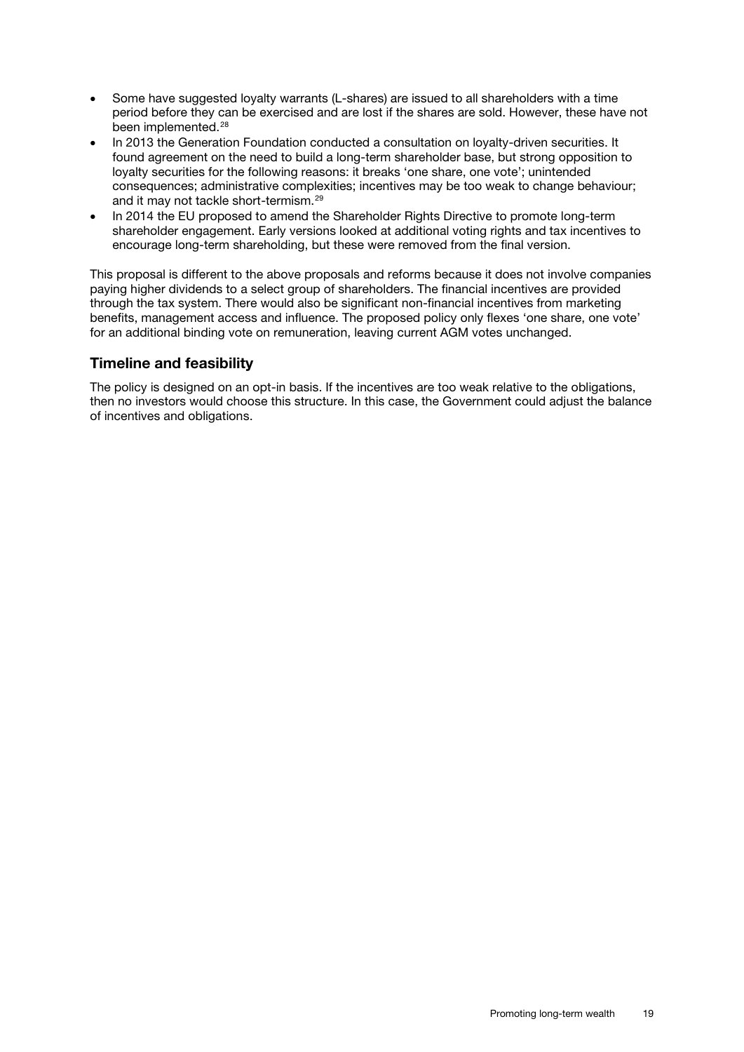- Some have suggested loyalty warrants (L-shares) are issued to all shareholders with a time period before they can be exercised and are lost if the shares are sold. However, these have not been implemented.[28]
- In 2013 the Generation Foundation conducted a consultation on loyalty-driven securities. It found agreement on the need to build a long-term shareholder base, but strong opposition to loyalty securities for the following reasons: it breaks 'one share, one vote'; unintended consequences; administrative complexities; incentives may be too weak to change behaviour; and it may not tackle short-termism.[29]
- In 2014 the EU proposed to amend the Shareholder Rights Directive to promote long-term shareholder engagement. Early versions looked at additional voting rights and tax incentives to encourage long-term shareholding, but these were removed from the final version.

This proposal is different to the above proposals and reforms because it does not involve companies paying higher dividends to a select group of shareholders. The financial incentives are provided through the tax system. There would also be significant non-financial incentives from marketing benefits, management access and influence. The proposed policy only flexes 'one share, one vote' for an additional binding vote on remuneration, leaving current AGM votes unchanged.

## Timeline and feasibility

The policy is designed on an opt-in basis. If the incentives are too weak relative to the obligations, then no investors would choose this structure. In this case, the Government could adjust the balance of incentives and obligations.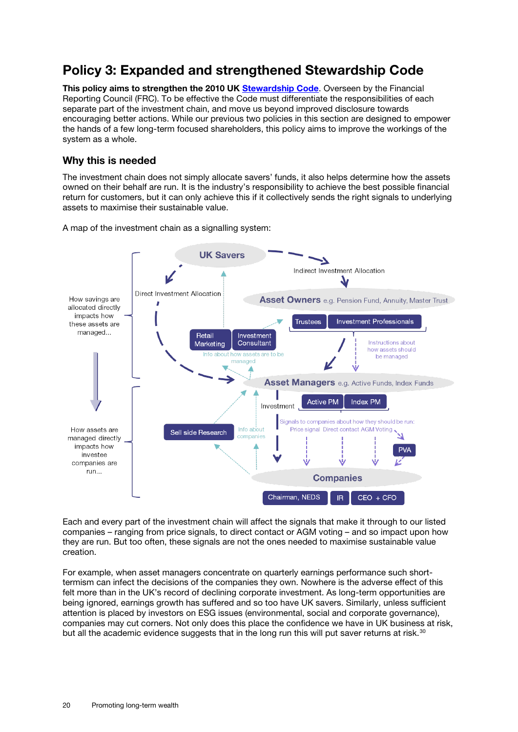# Policy 3: Expanded and strengthened Stewardship Code

**This policy aims to strengthen the 2010 UK [Stewardship Code](#).** Overseen by the Financial Reporting Council (FRC). To be effective the Code must differentiate the responsibilities of each separate part of the investment chain, and move us beyond improved disclosure towards encouraging better actions. While our previous two policies in this section are designed to empower the hands of a few long-term focused shareholders, this policy aims to improve the workings of the system as a whole.

## Why this is needed

The investment chain does not simply allocate savers' funds, it also helps determine how the assets owned on their behalf are run. It is the industry's responsibility to achieve the best possible financial return for customers, but it can only achieve this if it collectively sends the right signals to underlying assets to maximise their sustainable value.

A map of the investment chain as a signalling system:

Each and every part of the investment chain will affect the signals that make it through to our listed companies – ranging from price signals, to direct contact or AGM voting – and so impact upon how they are run. But too often, these signals are not the ones needed to maximise sustainable value creation.

For example, when asset managers concentrate on quarterly earnings performance such short-termism can infect the decisions of the companies they own. Nowhere is the adverse effect of this felt more than in the UK's record of declining corporate investment. As long-term opportunities are being ignored, earnings growth has suffered and so too have UK savers. Similarly, unless sufficient attention is placed by investors on ESG issues (environmental, social and corporate governance), companies may cut corners. Not only does this place the confidence we have in UK business at risk, but all the academic evidence suggests that in the long run this will put saver returns at risk.[30]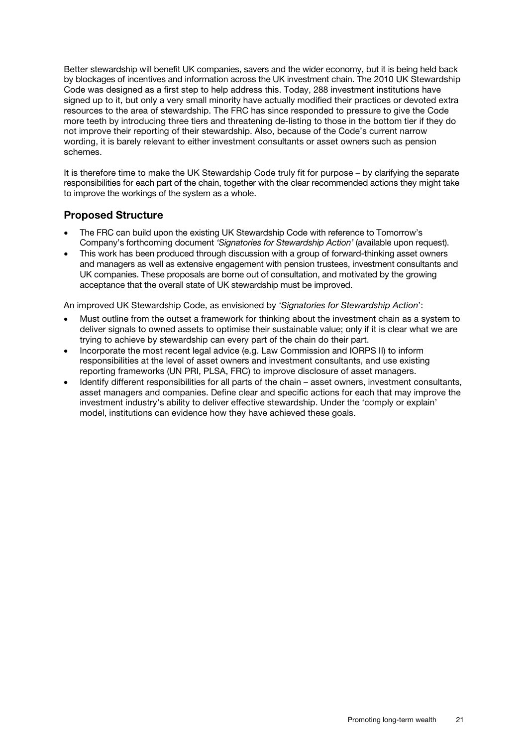Better stewardship will benefit UK companies, savers and the wider economy, but it is being held back by blockages of incentives and information across the UK investment chain. The 2010 UK Stewardship Code was designed as a first step to help address this. Today, 288 investment institutions have signed up to it, but only a very small minority have actually modified their practices or devoted extra resources to the area of stewardship. The FRC has since responded to pressure to give the Code more teeth by introducing three tiers and threatening de-listing to those in the bottom tier if they do not improve their reporting of their stewardship. Also, because of the Code's current narrow wording, it is barely relevant to either investment consultants or asset owners such as pension schemes.

It is therefore time to make the UK Stewardship Code truly fit for purpose – by clarifying the separate responsibilities for each part of the chain, together with the clear recommended actions they might take to improve the workings of the system as a whole.

## Proposed Structure

- The FRC can build upon the existing UK Stewardship Code with reference to Tomorrow's Company's forthcoming document *'Signatories for Stewardship Action'* (available upon request).
- This work has been produced through discussion with a group of forward-thinking asset owners and managers as well as extensive engagement with pension trustees, investment consultants and UK companies. These proposals are borne out of consultation, and motivated by the growing acceptance that the overall state of UK stewardship must be improved.

An improved UK Stewardship Code, as envisioned by '*Signatories for Stewardship Action*':

- Must outline from the outset a framework for thinking about the investment chain as a system to deliver signals to owned assets to optimise their sustainable value; only if it is clear what we are trying to achieve by stewardship can every part of the chain do their part.
- Incorporate the most recent legal advice (e.g. Law Commission and IORPS II) to inform responsibilities at the level of asset owners and investment consultants, and use existing reporting frameworks (UN PRI, PLSA, FRC) to improve disclosure of asset managers.
- Identify different responsibilities for all parts of the chain – asset owners, investment consultants, asset managers and companies. Define clear and specific actions for each that may improve the investment industry's ability to deliver effective stewardship. Under the 'comply or explain' model, institutions can evidence how they have achieved these goals.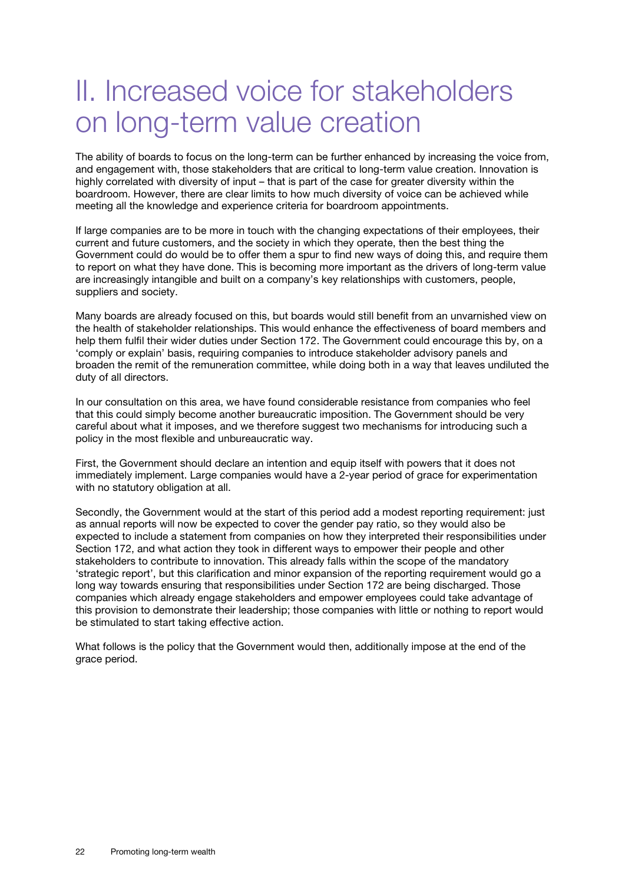# II. Increased voice for stakeholders on long-term value creation

The ability of boards to focus on the long-term can be further enhanced by increasing the voice from, and engagement with, those stakeholders that are critical to long-term value creation. Innovation is highly correlated with diversity of input – that is part of the case for greater diversity within the boardroom. However, there are clear limits to how much diversity of voice can be achieved while meeting all the knowledge and experience criteria for boardroom appointments.

If large companies are to be more in touch with the changing expectations of their employees, their current and future customers, and the society in which they operate, then the best thing the Government could do would be to offer them a spur to find new ways of doing this, and require them to report on what they have done. This is becoming more important as the drivers of long-term value are increasingly intangible and built on a company's key relationships with customers, people, suppliers and society.

Many boards are already focused on this, but boards would still benefit from an unvarnished view on the health of stakeholder relationships. This would enhance the effectiveness of board members and help them fulfil their wider duties under Section 172. The Government could encourage this by, on a 'comply or explain' basis, requiring companies to introduce stakeholder advisory panels and broaden the remit of the remuneration committee, while doing both in a way that leaves undiluted the duty of all directors.

In our consultation on this area, we have found considerable resistance from companies who feel that this could simply become another bureaucratic imposition. The Government should be very careful about what it imposes, and we therefore suggest two mechanisms for introducing such a policy in the most flexible and unbureaucratic way.

First, the Government should declare an intention and equip itself with powers that it does not immediately implement. Large companies would have a 2-year period of grace for experimentation with no statutory obligation at all.

Secondly, the Government would at the start of this period add a modest reporting requirement: just as annual reports will now be expected to cover the gender pay ratio, so they would also be expected to include a statement from companies on how they interpreted their responsibilities under Section 172, and what action they took in different ways to empower their people and other stakeholders to contribute to innovation. This already falls within the scope of the mandatory 'strategic report', but this clarification and minor expansion of the reporting requirement would go a long way towards ensuring that responsibilities under Section 172 are being discharged. Those companies which already engage stakeholders and empower employees could take advantage of this provision to demonstrate their leadership; those companies with little or nothing to report would be stimulated to start taking effective action.

What follows is the policy that the Government would then, additionally impose at the end of the grace period.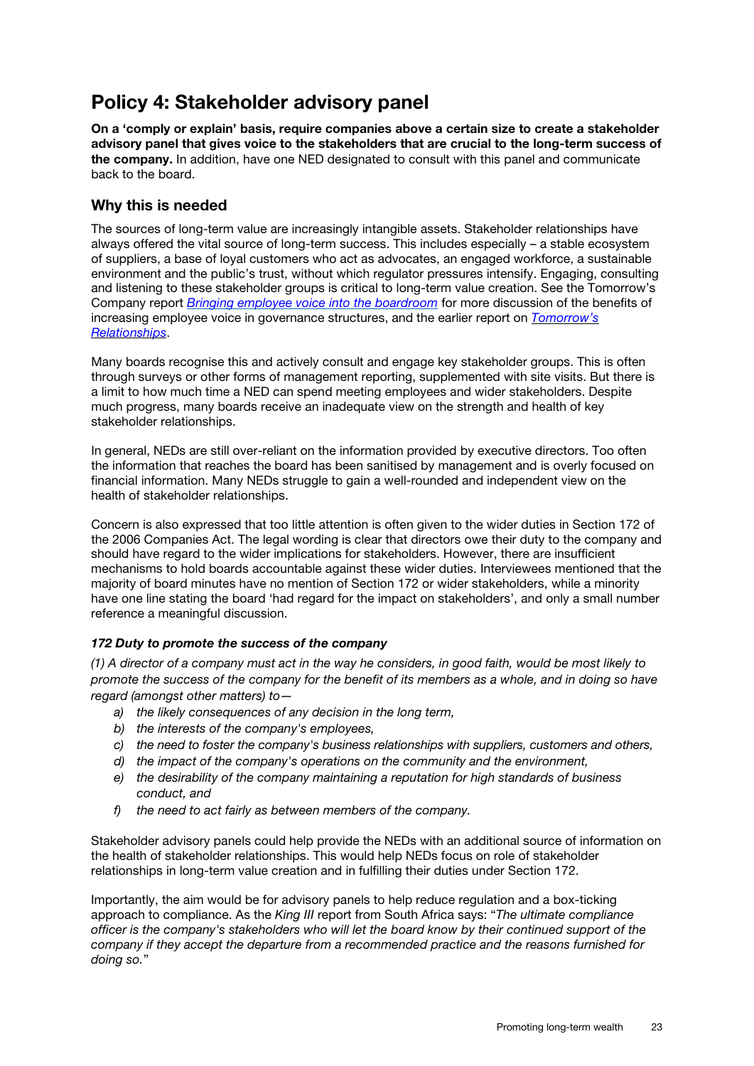# Policy 4: Stakeholder advisory panel

**On a 'comply or explain' basis, require companies above a certain size to create a stakeholder advisory panel that gives voice to the stakeholders that are crucial to the long-term success of the company.** In addition, have one NED designated to consult with this panel and communicate back to the board.

## Why this is needed

The sources of long-term value are increasingly intangible assets. Stakeholder relationships have always offered the vital source of long-term success. This includes especially – a stable ecosystem of suppliers, a base of loyal customers who act as advocates, an engaged workforce, a sustainable environment and the public's trust, without which regulator pressures intensify. Engaging, consulting and listening to these stakeholder groups is critical to long-term value creation. See the Tomorrow's Company report *Bringing employee voice into the boardroom* for more discussion of the benefits of increasing employee voice in governance structures, and the earlier report on *Tomorrow's Relationships*.

Many boards recognise this and actively consult and engage key stakeholder groups. This is often through surveys or other forms of management reporting, supplemented with site visits. But there is a limit to how much time a NED can spend meeting employees and wider stakeholders. Despite much progress, many boards receive an inadequate view on the strength and health of key stakeholder relationships.

In general, NEDs are still over-reliant on the information provided by executive directors. Too often the information that reaches the board has been sanitised by management and is overly focused on financial information. Many NEDs struggle to gain a well-rounded and independent view on the health of stakeholder relationships.

Concern is also expressed that too little attention is often given to the wider duties in Section 172 of the 2006 Companies Act. The legal wording is clear that directors owe their duty to the company and should have regard to the wider implications for stakeholders. However, there are insufficient mechanisms to hold boards accountable against these wider duties. Interviewees mentioned that the majority of board minutes have no mention of Section 172 or wider stakeholders, while a minority have one line stating the board 'had regard for the impact on stakeholders', and only a small number reference a meaningful discussion.

#### *172 Duty to promote the success of the company*

*(1) A director of a company must act in the way he considers, in good faith, would be most likely to promote the success of the company for the benefit of its members as a whole, and in doing so have regard (amongst other matters) to—*

a) *the likely consequences of any decision in the long term,*
b) *the interests of the company's employees,*
c) *the need to foster the company's business relationships with suppliers, customers and others,*
d) *the impact of the company's operations on the community and the environment,*
e) *the desirability of the company maintaining a reputation for high standards of business conduct, and*
f) *the need to act fairly as between members of the company.*

Stakeholder advisory panels could help provide the NEDs with an additional source of information on the health of stakeholder relationships. This would help NEDs focus on role of stakeholder relationships in long-term value creation and in fulfilling their duties under Section 172.

Importantly, the aim would be for advisory panels to help reduce regulation and a box-ticking approach to compliance. As the *King III* report from South Africa says: "*The ultimate compliance officer is the company's stakeholders who will let the board know by their continued support of the company if they accept the departure from a recommended practice and the reasons furnished for doing so.*"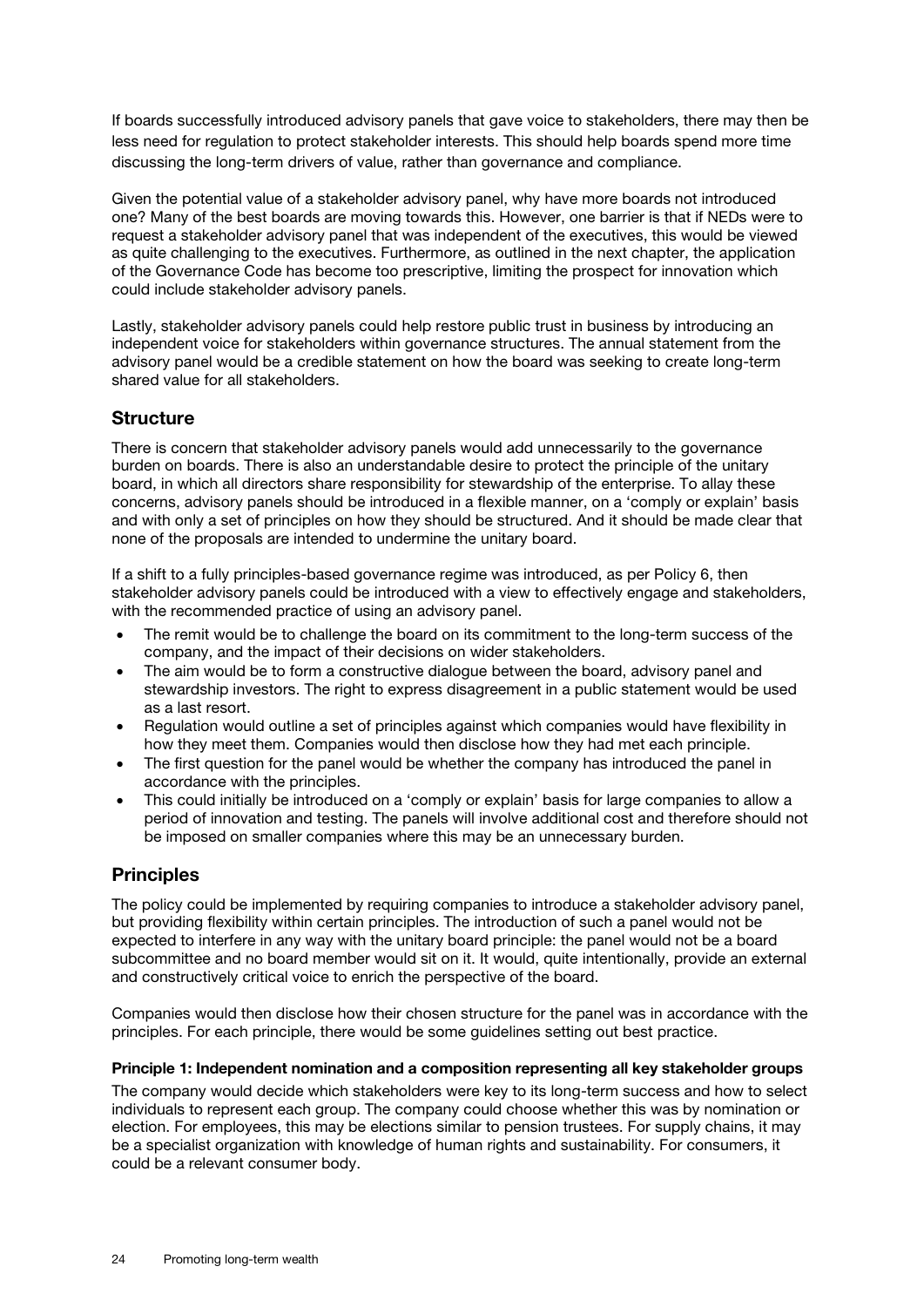If boards successfully introduced advisory panels that gave voice to stakeholders, there may then be less need for regulation to protect stakeholder interests. This should help boards spend more time discussing the long-term drivers of value, rather than governance and compliance.

Given the potential value of a stakeholder advisory panel, why have more boards not introduced one? Many of the best boards are moving towards this. However, one barrier is that if NEDs were to request a stakeholder advisory panel that was independent of the executives, this would be viewed as quite challenging to the executives. Furthermore, as outlined in the next chapter, the application of the Governance Code has become too prescriptive, limiting the prospect for innovation which could include stakeholder advisory panels.

Lastly, stakeholder advisory panels could help restore public trust in business by introducing an independent voice for stakeholders within governance structures. The annual statement from the advisory panel would be a credible statement on how the board was seeking to create long-term shared value for all stakeholders.

## Structure

There is concern that stakeholder advisory panels would add unnecessarily to the governance burden on boards. There is also an understandable desire to protect the principle of the unitary board, in which all directors share responsibility for stewardship of the enterprise. To allay these concerns, advisory panels should be introduced in a flexible manner, on a 'comply or explain' basis and with only a set of principles on how they should be structured. And it should be made clear that none of the proposals are intended to undermine the unitary board.

If a shift to a fully principles-based governance regime was introduced, as per Policy 6, then stakeholder advisory panels could be introduced with a view to effectively engage and stakeholders, with the recommended practice of using an advisory panel.

- The remit would be to challenge the board on its commitment to the long-term success of the company, and the impact of their decisions on wider stakeholders.
- The aim would be to form a constructive dialogue between the board, advisory panel and stewardship investors. The right to express disagreement in a public statement would be used as a last resort.
- Regulation would outline a set of principles against which companies would have flexibility in how they meet them. Companies would then disclose how they had met each principle.
- The first question for the panel would be whether the company has introduced the panel in accordance with the principles.
- This could initially be introduced on a 'comply or explain' basis for large companies to allow a period of innovation and testing. The panels will involve additional cost and therefore should not be imposed on smaller companies where this may be an unnecessary burden.

## Principles

The policy could be implemented by requiring companies to introduce a stakeholder advisory panel, but providing flexibility within certain principles. The introduction of such a panel would not be expected to interfere in any way with the unitary board principle: the panel would not be a board subcommittee and no board member would sit on it. It would, quite intentionally, provide an external and constructively critical voice to enrich the perspective of the board.

Companies would then disclose how their chosen structure for the panel was in accordance with the principles. For each principle, there would be some guidelines setting out best practice.

#### Principle 1: Independent nomination and a composition representing all key stakeholder groups

The company would decide which stakeholders were key to its long-term success and how to select individuals to represent each group. The company could choose whether this was by nomination or election. For employees, this may be elections similar to pension trustees. For supply chains, it may be a specialist organization with knowledge of human rights and sustainability. For consumers, it could be a relevant consumer body.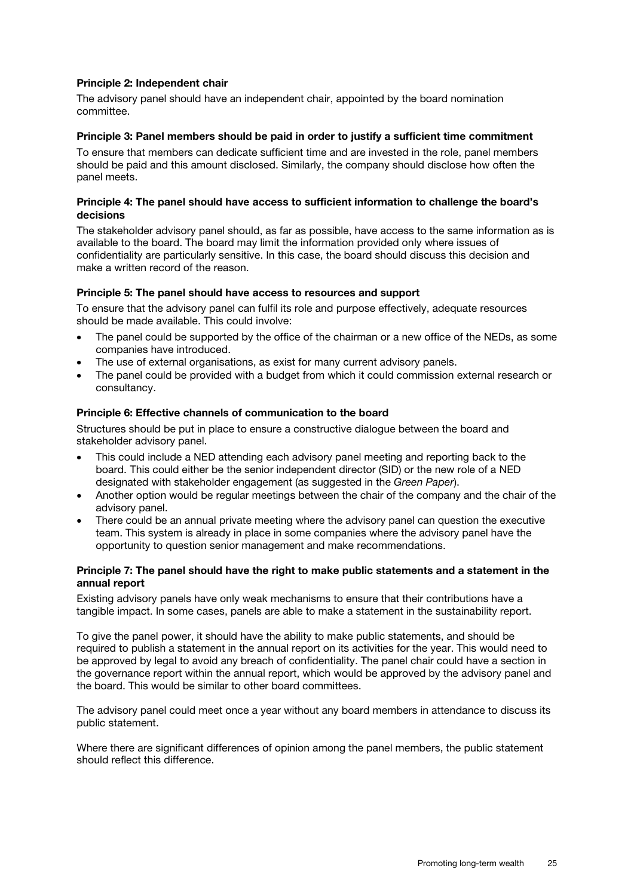**Principle 2: Independent chair**

The advisory panel should have an independent chair, appointed by the board nomination committee.

**Principle 3: Panel members should be paid in order to justify a sufficient time commitment**

To ensure that members can dedicate sufficient time and are invested in the role, panel members should be paid and this amount disclosed. Similarly, the company should disclose how often the panel meets.

**Principle 4: The panel should have access to sufficient information to challenge the board's decisions**

The stakeholder advisory panel should, as far as possible, have access to the same information as is available to the board. The board may limit the information provided only where issues of confidentiality are particularly sensitive. In this case, the board should discuss this decision and make a written record of the reason.

**Principle 5: The panel should have access to resources and support**

To ensure that the advisory panel can fulfil its role and purpose effectively, adequate resources should be made available. This could involve:

- The panel could be supported by the office of the chairman or a new office of the NEDs, as some companies have introduced.
- The use of external organisations, as exist for many current advisory panels.
- The panel could be provided with a budget from which it could commission external research or consultancy.

**Principle 6: Effective channels of communication to the board**

Structures should be put in place to ensure a constructive dialogue between the board and stakeholder advisory panel.

- This could include a NED attending each advisory panel meeting and reporting back to the board. This could either be the senior independent director (SID) or the new role of a NED designated with stakeholder engagement (as suggested in the *Green Paper*).
- Another option would be regular meetings between the chair of the company and the chair of the advisory panel.
- There could be an annual private meeting where the advisory panel can question the executive team. This system is already in place in some companies where the advisory panel have the opportunity to question senior management and make recommendations.

**Principle 7: The panel should have the right to make public statements and a statement in the annual report**

Existing advisory panels have only weak mechanisms to ensure that their contributions have a tangible impact. In some cases, panels are able to make a statement in the sustainability report.

To give the panel power, it should have the ability to make public statements, and should be required to publish a statement in the annual report on its activities for the year. This would need to be approved by legal to avoid any breach of confidentiality. The panel chair could have a section in the governance report within the annual report, which would be approved by the advisory panel and the board. This would be similar to other board committees.

The advisory panel could meet once a year without any board members in attendance to discuss its public statement.

Where there are significant differences of opinion among the panel members, the public statement should reflect this difference.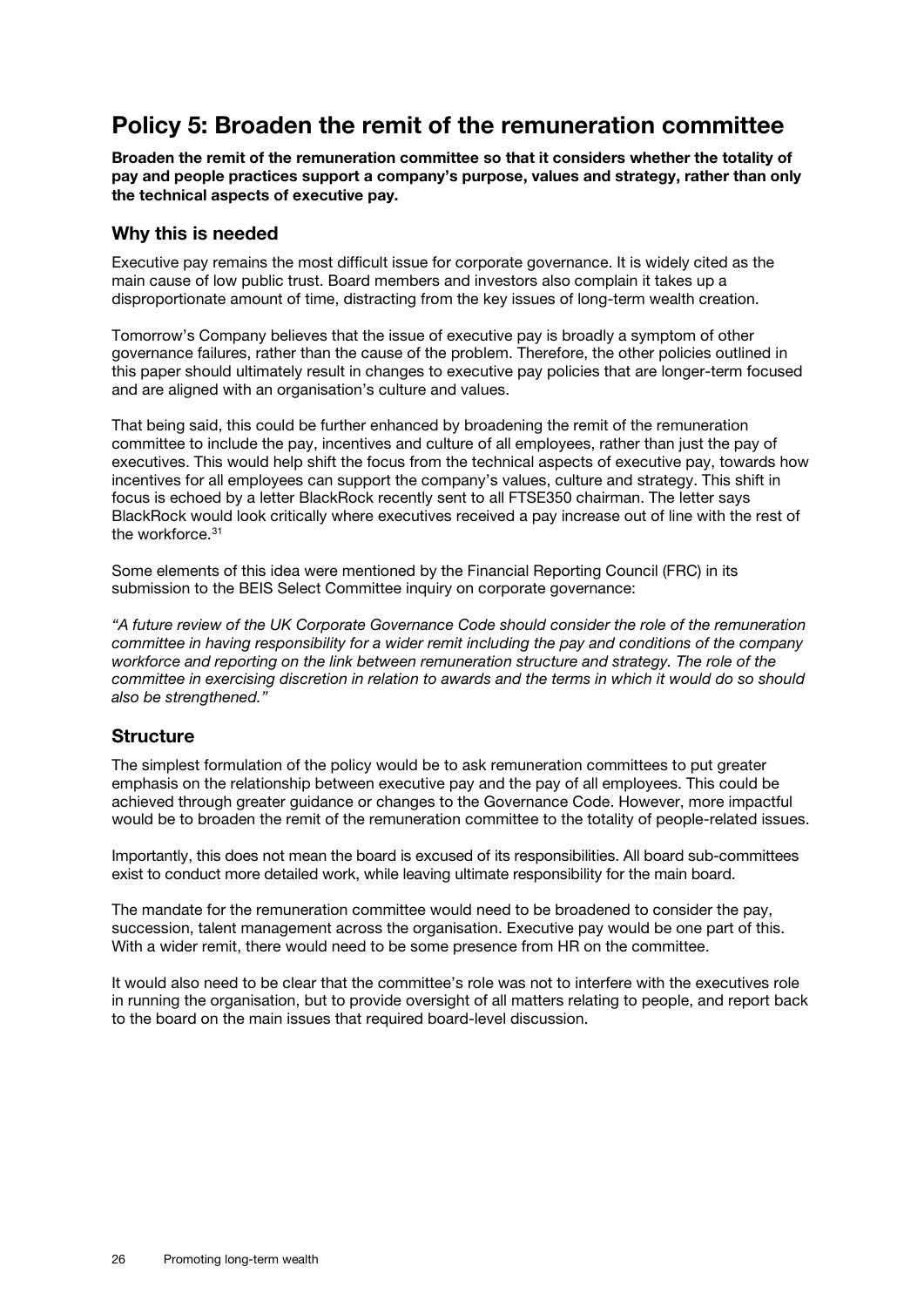# Policy 5: Broaden the remit of the remuneration committee

**Broaden the remit of the remuneration committee so that it considers whether the totality of pay and people practices support a company's purpose, values and strategy, rather than only the technical aspects of executive pay.**

## Why this is needed

Executive pay remains the most difficult issue for corporate governance. It is widely cited as the main cause of low public trust. Board members and investors also complain it takes up a disproportionate amount of time, distracting from the key issues of long-term wealth creation.

Tomorrow's Company believes that the issue of executive pay is broadly a symptom of other governance failures, rather than the cause of the problem. Therefore, the other policies outlined in this paper should ultimately result in changes to executive pay policies that are longer-term focused and are aligned with an organisation's culture and values.

That being said, this could be further enhanced by broadening the remit of the remuneration committee to include the pay, incentives and culture of all employees, rather than just the pay of executives. This would help shift the focus from the technical aspects of executive pay, towards how incentives for all employees can support the company's values, culture and strategy. This shift in focus is echoed by a letter BlackRock recently sent to all FTSE350 chairman. The letter says BlackRock would look critically where executives received a pay increase out of line with the rest of the workforce.[31]

Some elements of this idea were mentioned by the Financial Reporting Council (FRC) in its submission to the BEIS Select Committee inquiry on corporate governance:

*"A future review of the UK Corporate Governance Code should consider the role of the remuneration committee in having responsibility for a wider remit including the pay and conditions of the company workforce and reporting on the link between remuneration structure and strategy. The role of the committee in exercising discretion in relation to awards and the terms in which it would do so should also be strengthened."*

## Structure

The simplest formulation of the policy would be to ask remuneration committees to put greater emphasis on the relationship between executive pay and the pay of all employees. This could be achieved through greater guidance or changes to the Governance Code. However, more impactful would be to broaden the remit of the remuneration committee to the totality of people-related issues.

Importantly, this does not mean the board is excused of its responsibilities. All board sub-committees exist to conduct more detailed work, while leaving ultimate responsibility for the main board.

The mandate for the remuneration committee would need to be broadened to consider the pay, succession, talent management across the organisation. Executive pay would be one part of this. With a wider remit, there would need to be some presence from HR on the committee.

It would also need to be clear that the committee's role was not to interfere with the executives role in running the organisation, but to provide oversight of all matters relating to people, and report back to the board on the main issues that required board-level discussion.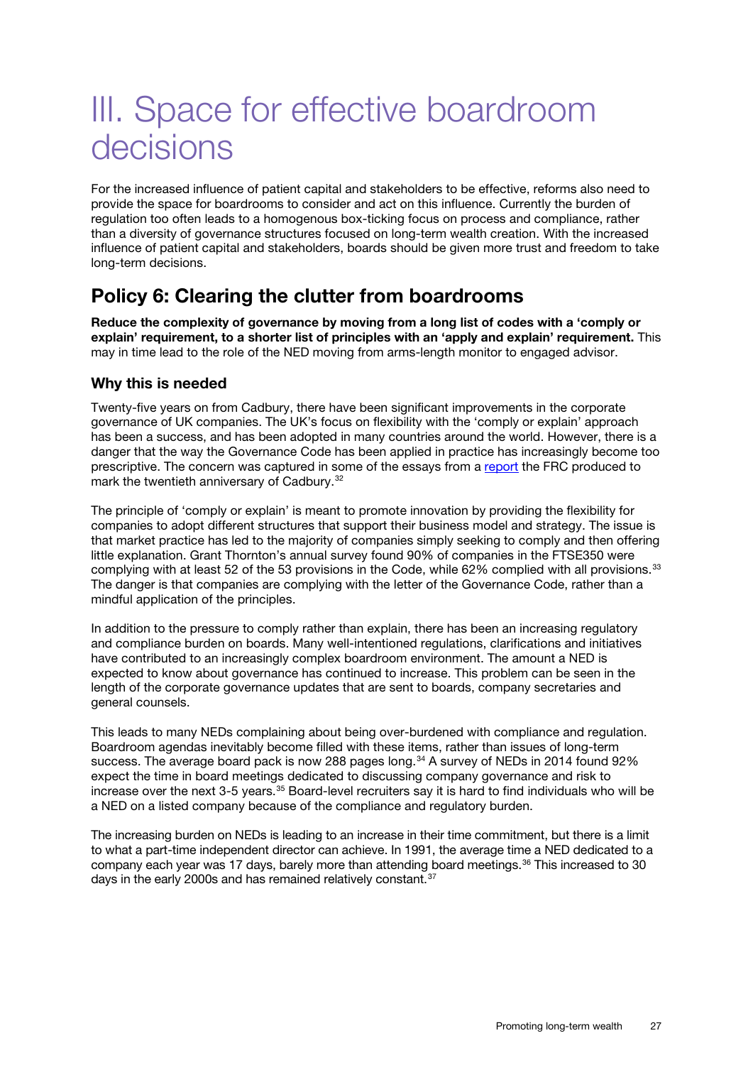# III. Space for effective boardroom decisions

For the increased influence of patient capital and stakeholders to be effective, reforms also need to provide the space for boardrooms to consider and act on this influence. Currently the burden of regulation too often leads to a homogenous box-ticking focus on process and compliance, rather than a diversity of governance structures focused on long-term wealth creation. With the increased influence of patient capital and stakeholders, boards should be given more trust and freedom to take long-term decisions.

## Policy 6: Clearing the clutter from boardrooms

**Reduce the complexity of governance by moving from a long list of codes with a 'comply or explain' requirement, to a shorter list of principles with an 'apply and explain' requirement.** This may in time lead to the role of the NED moving from arms-length monitor to engaged advisor.

### Why this is needed

Twenty-five years on from Cadbury, there have been significant improvements in the corporate governance of UK companies. The UK's focus on flexibility with the 'comply or explain' approach has been a success, and has been adopted in many countries around the world. However, there is a danger that the way the Governance Code has been applied in practice has increasingly become too prescriptive. The concern was captured in some of the essays from a report the FRC produced to mark the twentieth anniversary of Cadbury.[32]

The principle of 'comply or explain' is meant to promote innovation by providing the flexibility for companies to adopt different structures that support their business model and strategy. The issue is that market practice has led to the majority of companies simply seeking to comply and then offering little explanation. Grant Thornton's annual survey found 90% of companies in the FTSE350 were complying with at least 52 of the 53 provisions in the Code, while 62% complied with all provisions.[33] The danger is that companies are complying with the letter of the Governance Code, rather than a mindful application of the principles.

In addition to the pressure to comply rather than explain, there has been an increasing regulatory and compliance burden on boards. Many well-intentioned regulations, clarifications and initiatives have contributed to an increasingly complex boardroom environment. The amount a NED is expected to know about governance has continued to increase. This problem can be seen in the length of the corporate governance updates that are sent to boards, company secretaries and general counsels.

This leads to many NEDs complaining about being over-burdened with compliance and regulation. Boardroom agendas inevitably become filled with these items, rather than issues of long-term success. The average board pack is now 288 pages long.[34] A survey of NEDs in 2014 found 92% expect the time in board meetings dedicated to discussing company governance and risk to increase over the next 3-5 years.[35] Board-level recruiters say it is hard to find individuals who will be a NED on a listed company because of the compliance and regulatory burden.

The increasing burden on NEDs is leading to an increase in their time commitment, but there is a limit to what a part-time independent director can achieve. In 1991, the average time a NED dedicated to a company each year was 17 days, barely more than attending board meetings.[36] This increased to 30 days in the early 2000s and has remained relatively constant.[37]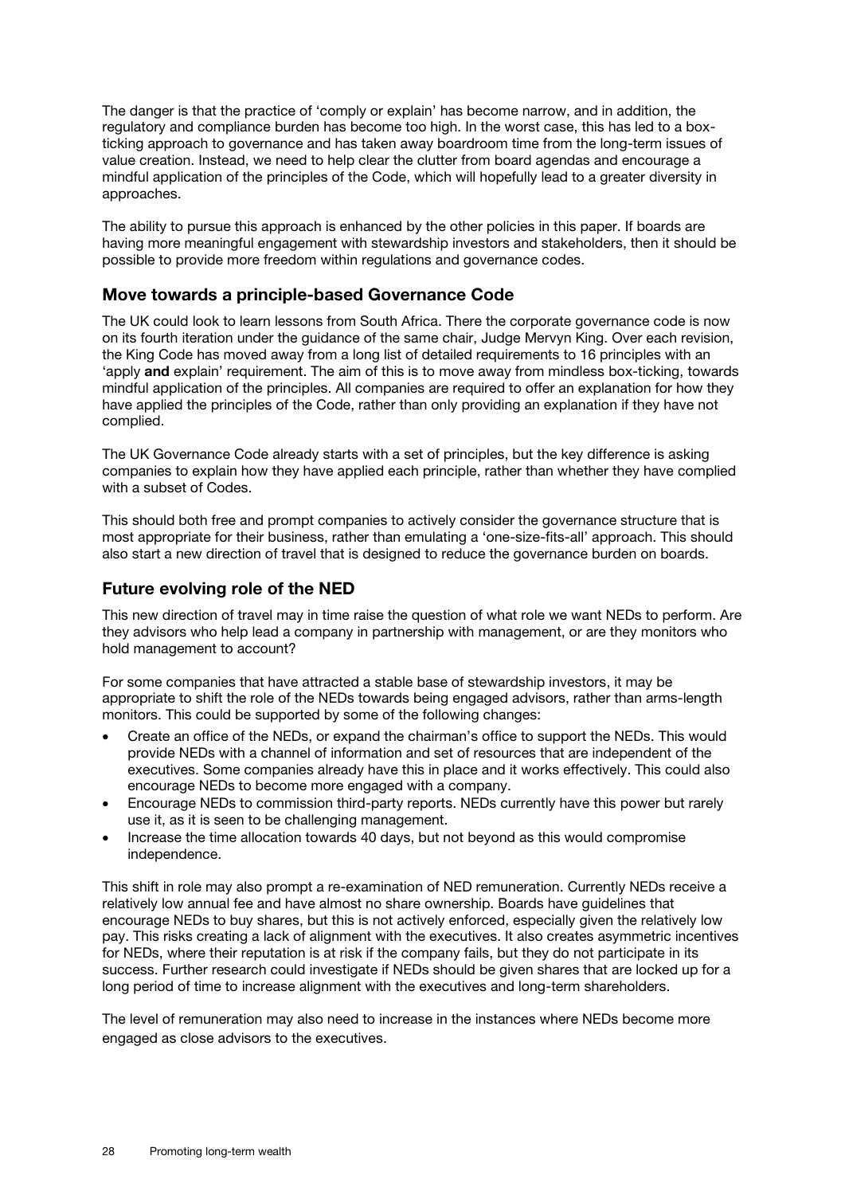The danger is that the practice of 'comply or explain' has become narrow, and in addition, the regulatory and compliance burden has become too high. In the worst case, this has led to a box-ticking approach to governance and has taken away boardroom time from the long-term issues of value creation. Instead, we need to help clear the clutter from board agendas and encourage a mindful application of the principles of the Code, which will hopefully lead to a greater diversity in approaches.

The ability to pursue this approach is enhanced by the other policies in this paper. If boards are having more meaningful engagement with stewardship investors and stakeholders, then it should be possible to provide more freedom within regulations and governance codes.

## Move towards a principle-based Governance Code

The UK could look to learn lessons from South Africa. There the corporate governance code is now on its fourth iteration under the guidance of the same chair, Judge Mervyn King. Over each revision, the King Code has moved away from a long list of detailed requirements to 16 principles with an 'apply **and** explain' requirement. The aim of this is to move away from mindless box-ticking, towards mindful application of the principles. All companies are required to offer an explanation for how they have applied the principles of the Code, rather than only providing an explanation if they have not complied.

The UK Governance Code already starts with a set of principles, but the key difference is asking companies to explain how they have applied each principle, rather than whether they have complied with a subset of Codes.

This should both free and prompt companies to actively consider the governance structure that is most appropriate for their business, rather than emulating a 'one-size-fits-all' approach. This should also start a new direction of travel that is designed to reduce the governance burden on boards.

## Future evolving role of the NED

This new direction of travel may in time raise the question of what role we want NEDs to perform. Are they advisors who help lead a company in partnership with management, or are they monitors who hold management to account?

For some companies that have attracted a stable base of stewardship investors, it may be appropriate to shift the role of the NEDs towards being engaged advisors, rather than arms-length monitors. This could be supported by some of the following changes:

- Create an office of the NEDs, or expand the chairman's office to support the NEDs. This would provide NEDs with a channel of information and set of resources that are independent of the executives. Some companies already have this in place and it works effectively. This could also encourage NEDs to become more engaged with a company.
- Encourage NEDs to commission third-party reports. NEDs currently have this power but rarely use it, as it is seen to be challenging management.
- Increase the time allocation towards 40 days, but not beyond as this would compromise independence.

This shift in role may also prompt a re-examination of NED remuneration. Currently NEDs receive a relatively low annual fee and have almost no share ownership. Boards have guidelines that encourage NEDs to buy shares, but this is not actively enforced, especially given the relatively low pay. This risks creating a lack of alignment with the executives. It also creates asymmetric incentives for NEDs, where their reputation is at risk if the company fails, but they do not participate in its success. Further research could investigate if NEDs should be given shares that are locked up for a long period of time to increase alignment with the executives and long-term shareholders.

The level of remuneration may also need to increase in the instances where NEDs become more engaged as close advisors to the executives.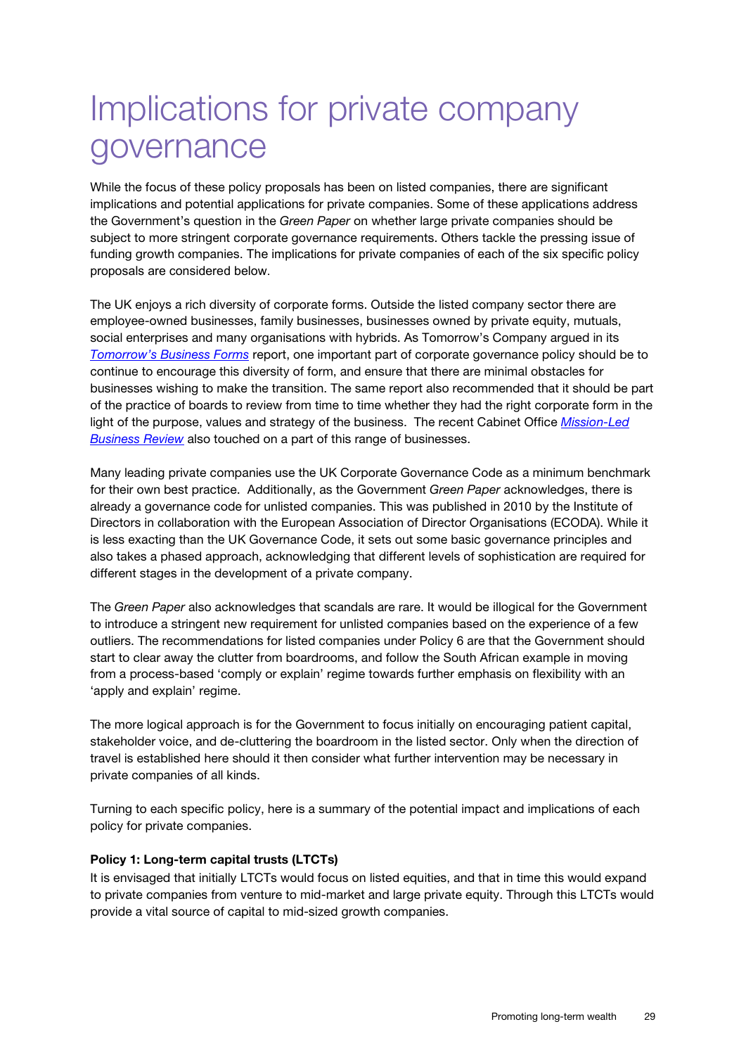# Implications for private company governance

While the focus of these policy proposals has been on listed companies, there are significant implications and potential applications for private companies. Some of these applications address the Government's question in the *Green Paper* on whether large private companies should be subject to more stringent corporate governance requirements. Others tackle the pressing issue of funding growth companies. The implications for private companies of each of the six specific policy proposals are considered below.

The UK enjoys a rich diversity of corporate forms. Outside the listed company sector there are employee-owned businesses, family businesses, businesses owned by private equity, mutuals, social enterprises and many organisations with hybrids. As Tomorrow's Company argued in its *Tomorrow's Business Forms* report, one important part of corporate governance policy should be to continue to encourage this diversity of form, and ensure that there are minimal obstacles for businesses wishing to make the transition. The same report also recommended that it should be part of the practice of boards to review from time to time whether they had the right corporate form in the light of the purpose, values and strategy of the business. The recent Cabinet Office *Mission-Led Business Review* also touched on a part of this range of businesses.

Many leading private companies use the UK Corporate Governance Code as a minimum benchmark for their own best practice. Additionally, as the Government *Green Paper* acknowledges, there is already a governance code for unlisted companies. This was published in 2010 by the Institute of Directors in collaboration with the European Association of Director Organisations (ECODA). While it is less exacting than the UK Governance Code, it sets out some basic governance principles and also takes a phased approach, acknowledging that different levels of sophistication are required for different stages in the development of a private company.

The *Green Paper* also acknowledges that scandals are rare. It would be illogical for the Government to introduce a stringent new requirement for unlisted companies based on the experience of a few outliers. The recommendations for listed companies under Policy 6 are that the Government should start to clear away the clutter from boardrooms, and follow the South African example in moving from a process-based 'comply or explain' regime towards further emphasis on flexibility with an 'apply and explain' regime.

The more logical approach is for the Government to focus initially on encouraging patient capital, stakeholder voice, and de-cluttering the boardroom in the listed sector. Only when the direction of travel is established here should it then consider what further intervention may be necessary in private companies of all kinds.

Turning to each specific policy, here is a summary of the potential impact and implications of each policy for private companies.

**Policy 1: Long-term capital trusts (LTCTs)**

It is envisaged that initially LTCTs would focus on listed equities, and that in time this would expand to private companies from venture to mid-market and large private equity. Through this LTCTs would provide a vital source of capital to mid-sized growth companies.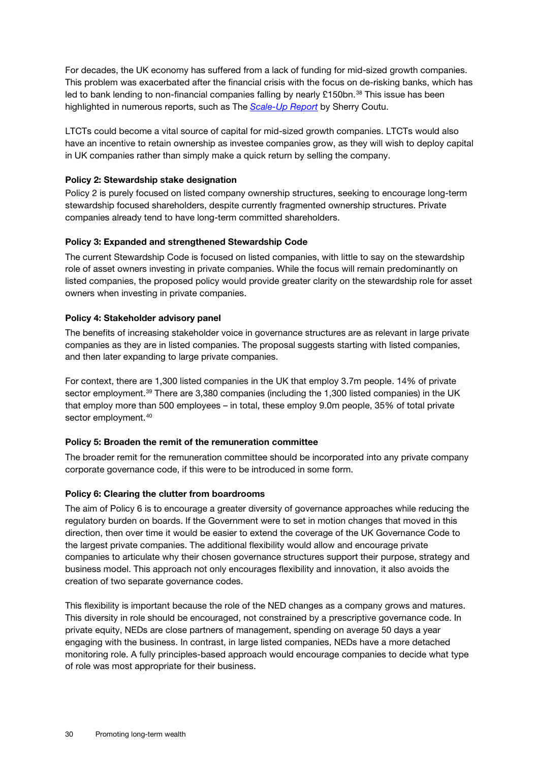For decades, the UK economy has suffered from a lack of funding for mid-sized growth companies. This problem was exacerbated after the financial crisis with the focus on de-risking banks, which has led to bank lending to non-financial companies falling by nearly £150bn.[38] This issue has been highlighted in numerous reports, such as The *Scale-Up Report* by Sherry Coutu.

LTCTs could become a vital source of capital for mid-sized growth companies. LTCTs would also have an incentive to retain ownership as investee companies grow, as they will wish to deploy capital in UK companies rather than simply make a quick return by selling the company.

**Policy 2: Stewardship stake designation**

Policy 2 is purely focused on listed company ownership structures, seeking to encourage long-term stewardship focused shareholders, despite currently fragmented ownership structures. Private companies already tend to have long-term committed shareholders.

**Policy 3: Expanded and strengthened Stewardship Code**

The current Stewardship Code is focused on listed companies, with little to say on the stewardship role of asset owners investing in private companies. While the focus will remain predominantly on listed companies, the proposed policy would provide greater clarity on the stewardship role for asset owners when investing in private companies.

**Policy 4: Stakeholder advisory panel**

The benefits of increasing stakeholder voice in governance structures are as relevant in large private companies as they are in listed companies. The proposal suggests starting with listed companies, and then later expanding to large private companies.

For context, there are 1,300 listed companies in the UK that employ 3.7m people. 14% of private sector employment.[39] There are 3,380 companies (including the 1,300 listed companies) in the UK that employ more than 500 employees – in total, these employ 9.0m people, 35% of total private sector employment.[40]

**Policy 5: Broaden the remit of the remuneration committee**

The broader remit for the remuneration committee should be incorporated into any private company corporate governance code, if this were to be introduced in some form.

**Policy 6: Clearing the clutter from boardrooms**

The aim of Policy 6 is to encourage a greater diversity of governance approaches while reducing the regulatory burden on boards. If the Government were to set in motion changes that moved in this direction, then over time it would be easier to extend the coverage of the UK Governance Code to the largest private companies. The additional flexibility would allow and encourage private companies to articulate why their chosen governance structures support their purpose, strategy and business model. This approach not only encourages flexibility and innovation, it also avoids the creation of two separate governance codes.

This flexibility is important because the role of the NED changes as a company grows and matures. This diversity in role should be encouraged, not constrained by a prescriptive governance code. In private equity, NEDs are close partners of management, spending on average 50 days a year engaging with the business. In contrast, in large listed companies, NEDs have a more detached monitoring role. A fully principles-based approach would encourage companies to decide what type of role was most appropriate for their business.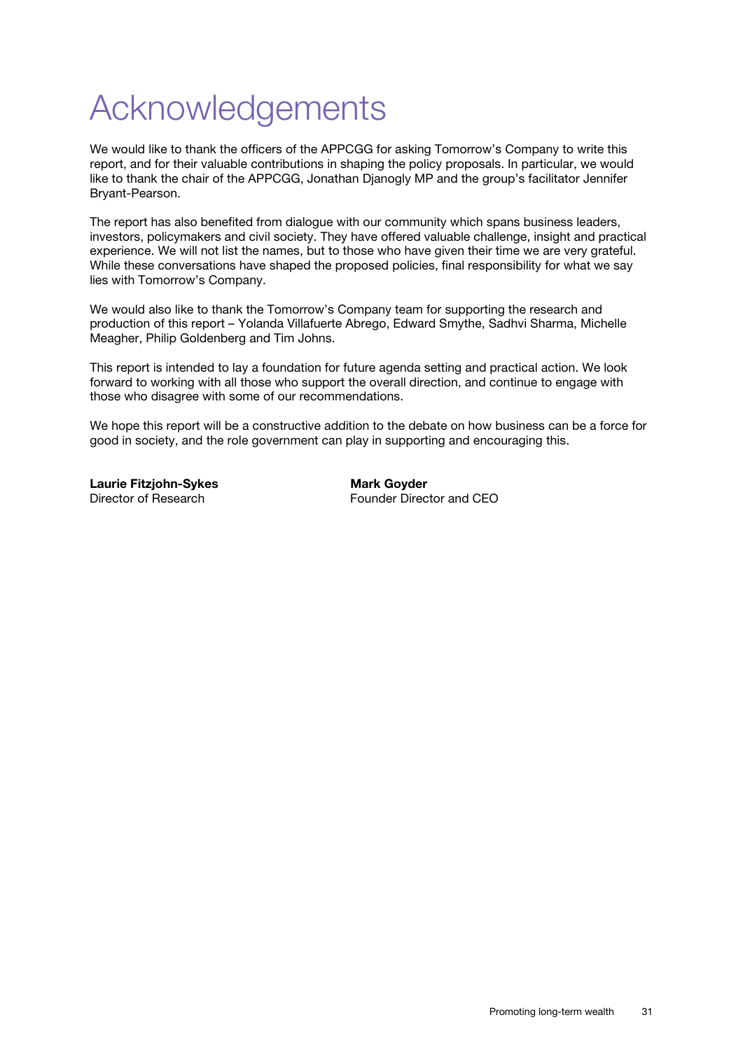# Acknowledgements

We would like to thank the officers of the APPCGG for asking Tomorrow's Company to write this report, and for their valuable contributions in shaping the policy proposals. In particular, we would like to thank the chair of the APPCGG, Jonathan Djanogly MP and the group's facilitator Jennifer Bryant-Pearson.

The report has also benefited from dialogue with our community which spans business leaders, investors, policymakers and civil society. They have offered valuable challenge, insight and practical experience. We will not list the names, but to those who have given their time we are very grateful. While these conversations have shaped the proposed policies, final responsibility for what we say lies with Tomorrow's Company.

We would also like to thank the Tomorrow's Company team for supporting the research and production of this report – Yolanda Villafuerte Abrego, Edward Smythe, Sadhvi Sharma, Michelle Meagher, Philip Goldenberg and Tim Johns.

This report is intended to lay a foundation for future agenda setting and practical action. We look forward to working with all those who support the overall direction, and continue to engage with those who disagree with some of our recommendations.

We hope this report will be a constructive addition to the debate on how business can be a force for good in society, and the role government can play in supporting and encouraging this.

**Laurie Fitzjohn-Sykes**
Director of Research

**Mark Goyder**
Founder Director and CEO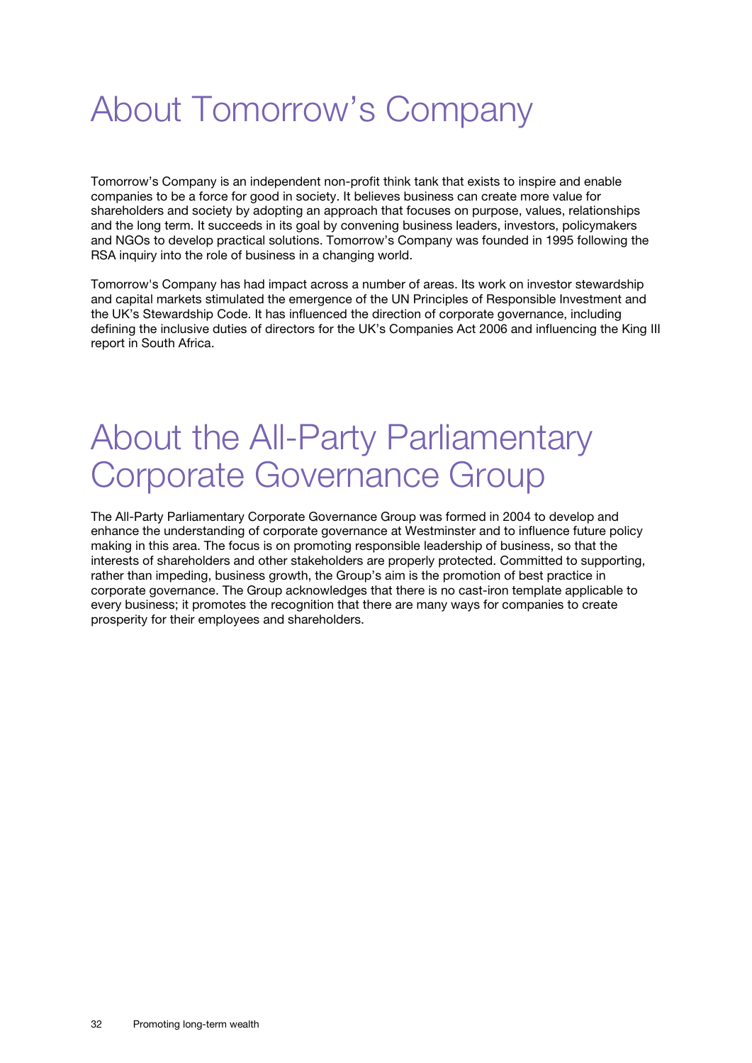# About Tomorrow's Company

Tomorrow's Company is an independent non-profit think tank that exists to inspire and enable companies to be a force for good in society. It believes business can create more value for shareholders and society by adopting an approach that focuses on purpose, values, relationships and the long term. It succeeds in its goal by convening business leaders, investors, policymakers and NGOs to develop practical solutions. Tomorrow's Company was founded in 1995 following the RSA inquiry into the role of business in a changing world.

Tomorrow's Company has had impact across a number of areas. Its work on investor stewardship and capital markets stimulated the emergence of the UN Principles of Responsible Investment and the UK's Stewardship Code. It has influenced the direction of corporate governance, including defining the inclusive duties of directors for the UK's Companies Act 2006 and influencing the King III report in South Africa.

# About the All-Party Parliamentary Corporate Governance Group

The All-Party Parliamentary Corporate Governance Group was formed in 2004 to develop and enhance the understanding of corporate governance at Westminster and to influence future policy making in this area. The focus is on promoting responsible leadership of business, so that the interests of shareholders and other stakeholders are properly protected. Committed to supporting, rather than impeding, business growth, the Group's aim is the promotion of best practice in corporate governance. The Group acknowledges that there is no cast-iron template applicable to every business; it promotes the recognition that there are many ways for companies to create prosperity for their employees and shareholders.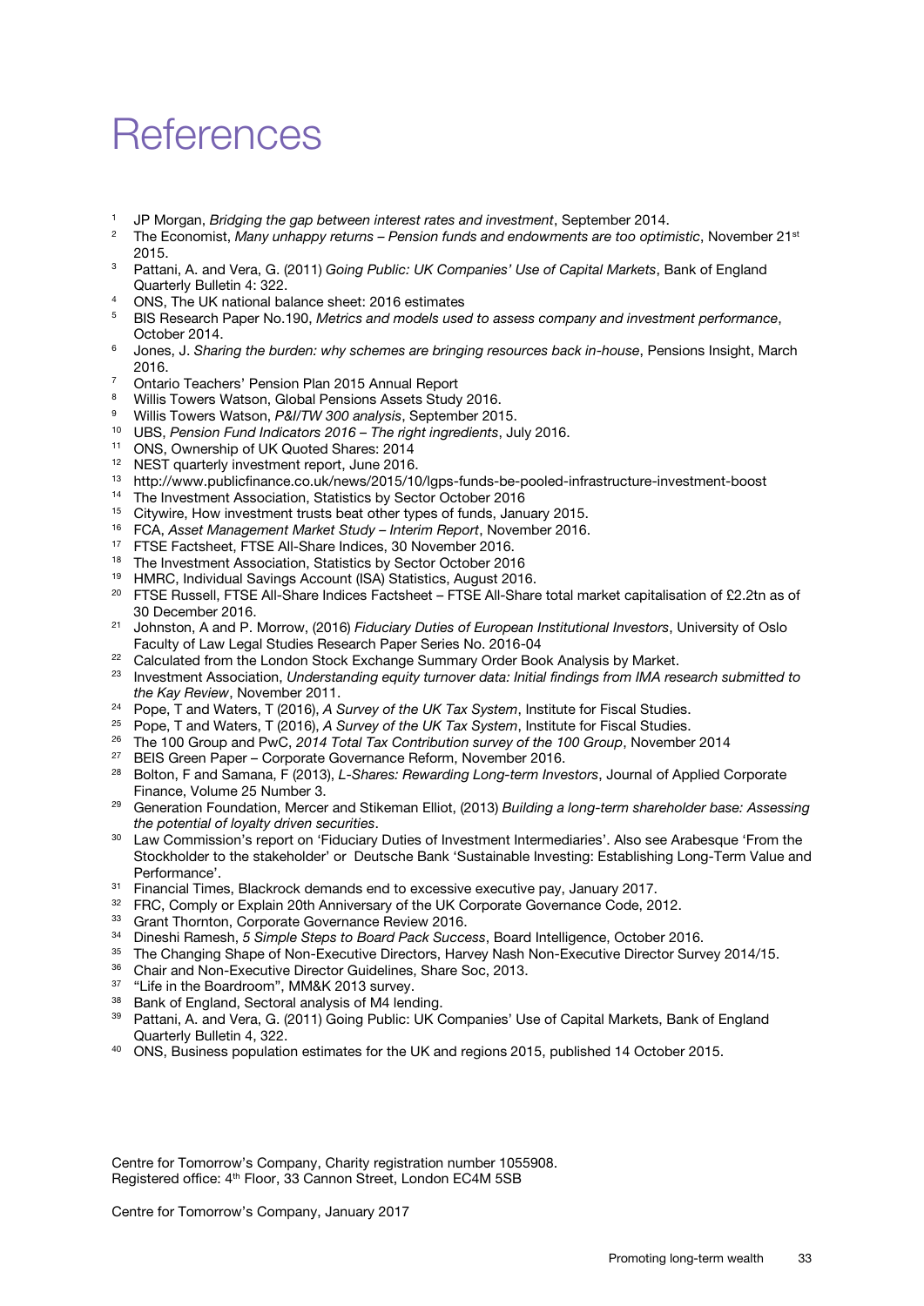# References

1. JP Morgan, *Bridging the gap between interest rates and investment*, September 2014.
2. The Economist, *Many unhappy returns – Pension funds and endowments are too optimistic*, November 21st 2015.
3. Pattani, A. and Vera, G. (2011) *Going Public: UK Companies' Use of Capital Markets*, Bank of England Quarterly Bulletin 4: 322.
4. ONS, The UK national balance sheet: 2016 estimates
5. BIS Research Paper No.190, *Metrics and models used to assess company and investment performance*, October 2014.
6. Jones, J. *Sharing the burden: why schemes are bringing resources back in-house*, Pensions Insight, March 2016.
7. Ontario Teachers' Pension Plan 2015 Annual Report
8. Willis Towers Watson, Global Pensions Assets Study 2016.
9. Willis Towers Watson, *P&I/TW 300 analysis*, September 2015.
10. UBS, *Pension Fund Indicators 2016 – The right ingredients*, July 2016.
11. ONS, Ownership of UK Quoted Shares: 2014
12. NEST quarterly investment report, June 2016.
13. http://www.publicfinance.co.uk/news/2015/10/lgps-funds-be-pooled-infrastructure-investment-boost
14. The Investment Association, Statistics by Sector October 2016
15. Citywire, How investment trusts beat other types of funds, January 2015.
16. FCA, *Asset Management Market Study – Interim Report*, November 2016.
17. FTSE Factsheet, FTSE All-Share Indices, 30 November 2016.
18. The Investment Association, Statistics by Sector October 2016
19. HMRC, Individual Savings Account (ISA) Statistics, August 2016.
20. FTSE Russell, FTSE All-Share Indices Factsheet – FTSE All-Share total market capitalisation of £2.2tn as of 30 December 2016.
21. Johnston, A and P. Morrow, (2016) *Fiduciary Duties of European Institutional Investors*, University of Oslo Faculty of Law Legal Studies Research Paper Series No. 2016-04
22. Calculated from the London Stock Exchange Summary Order Book Analysis by Market.
23. Investment Association, *Understanding equity turnover data: Initial findings from IMA research submitted to the Kay Review*, November 2011.
24. Pope, T and Waters, T (2016), *A Survey of the UK Tax System*, Institute for Fiscal Studies.
25. Pope, T and Waters, T (2016), *A Survey of the UK Tax System*, Institute for Fiscal Studies.
26. The 100 Group and PwC, *2014 Total Tax Contribution survey of the 100 Group*, November 2014
27. BEIS Green Paper – Corporate Governance Reform, November 2016.
28. Bolton, F and Samana, F (2013), *L-Shares: Rewarding Long-term Investors*, Journal of Applied Corporate Finance, Volume 25 Number 3.
29. Generation Foundation, Mercer and Stikeman Elliot, (2013) *Building a long-term shareholder base: Assessing the potential of loyalty driven securities*.
30. Law Commission's report on 'Fiduciary Duties of Investment Intermediaries'. Also see Arabesque 'From the Stockholder to the stakeholder' or Deutsche Bank 'Sustainable Investing: Establishing Long-Term Value and Performance'.
31. Financial Times, Blackrock demands end to excessive executive pay, January 2017.
32. FRC, Comply or Explain 20th Anniversary of the UK Corporate Governance Code, 2012.
33. Grant Thornton, Corporate Governance Review 2016.
34. Dineshi Ramesh, *5 Simple Steps to Board Pack Success*, Board Intelligence, October 2016.
35. The Changing Shape of Non-Executive Directors, Harvey Nash Non-Executive Director Survey 2014/15.
36. Chair and Non-Executive Director Guidelines, Share Soc, 2013.
37. "Life in the Boardroom", MM&K 2013 survey.
38. Bank of England, Sectoral analysis of M4 lending.
39. Pattani, A. and Vera, G. (2011) Going Public: UK Companies' Use of Capital Markets, Bank of England Quarterly Bulletin 4, 322.
40. ONS, Business population estimates for the UK and regions 2015, published 14 October 2015.

Centre for Tomorrow's Company, Charity registration number 1055908.
Registered office: 4th Floor, 33 Cannon Street, London EC4M 5SB

Centre for Tomorrow's Company, January 2017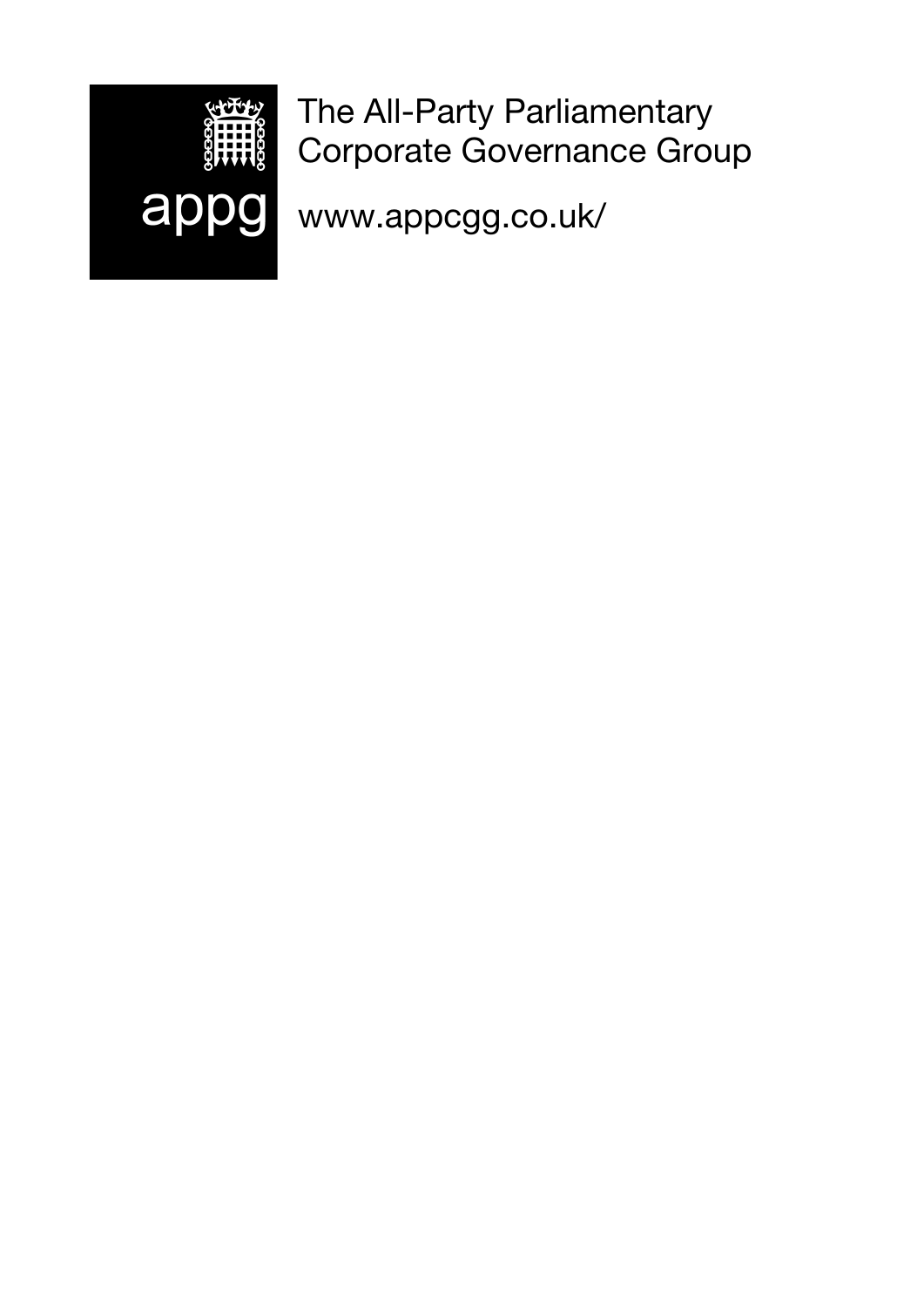appg

The All-Party Parliamentary Corporate Governance Group

www.appcgg.co.uk/